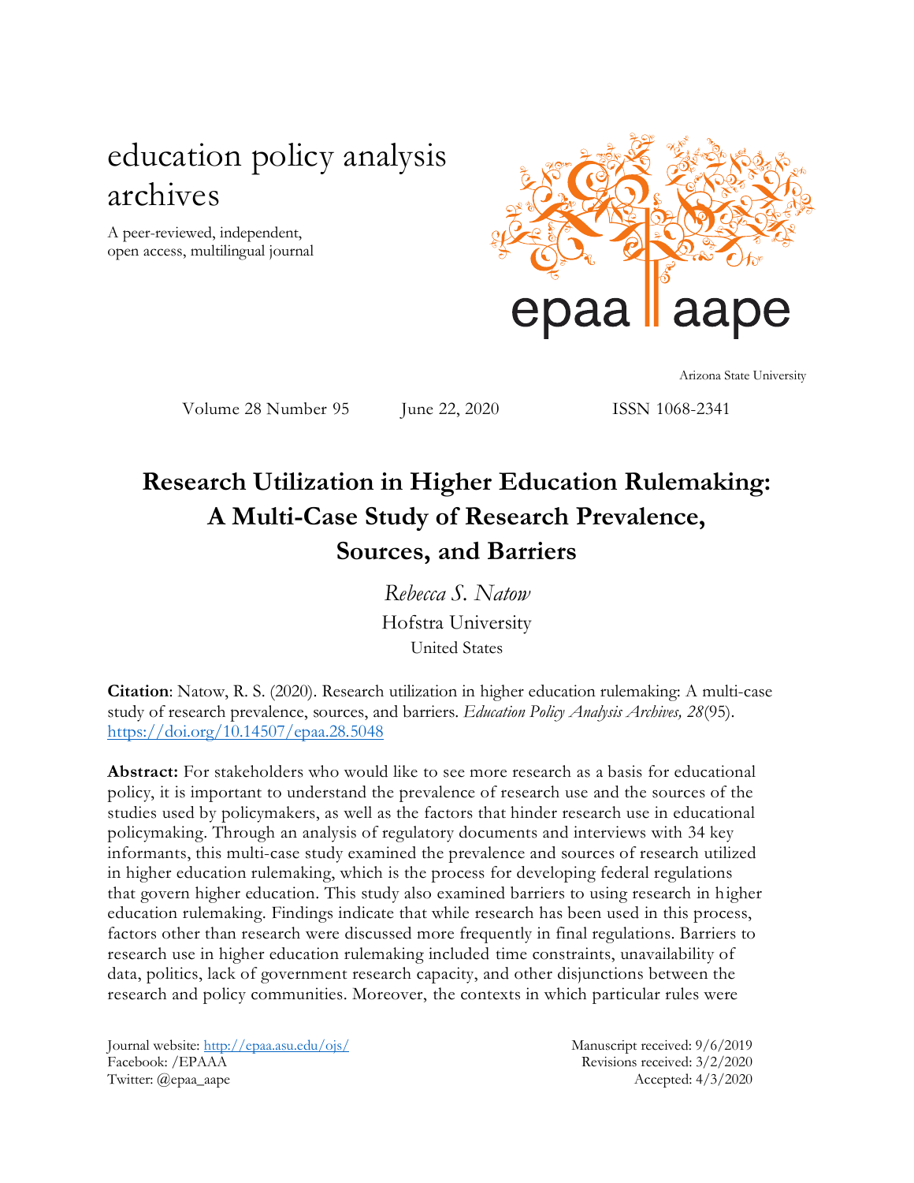education policy analysis archives

A peer-reviewed, independent, open access, multilingual journal

epaa aape

Arizona State University

Volume 28 Number 95 June 22, 2020 ISSN 1068-2341

# Research Utilization in Higher Education Rulemaking: A Multi-Case Study of Research Prevalence, Sources, and Barriers

*Rebecca S. Natow*
Hofstra University
United States

**Citation**: Natow, R. S. (2020). Research utilization in higher education rulemaking: A multi-case study of research prevalence, sources, and barriers. *Education Policy Analysis Archives, 28*(95). https://doi.org/10.14507/epaa.28.5048

**Abstract:** For stakeholders who would like to see more research as a basis for educational policy, it is important to understand the prevalence of research use and the sources of the studies used by policymakers, as well as the factors that hinder research use in educational policymaking. Through an analysis of regulatory documents and interviews with 34 key informants, this multi-case study examined the prevalence and sources of research utilized in higher education rulemaking, which is the process for developing federal regulations that govern higher education. This study also examined barriers to using research in higher education rulemaking. Findings indicate that while research has been used in this process, factors other than research were discussed more frequently in final regulations. Barriers to research use in higher education rulemaking included time constraints, unavailability of data, politics, lack of government research capacity, and other disjunctions between the research and policy communities. Moreover, the contexts in which particular rules were

Journal website: http://epaa.asu.edu/ojs/
Facebook: /EPAAA
Twitter: @epaa_aape

Manuscript received: 9/6/2019
Revisions received: 3/2/2020
Accepted: 4/3/2020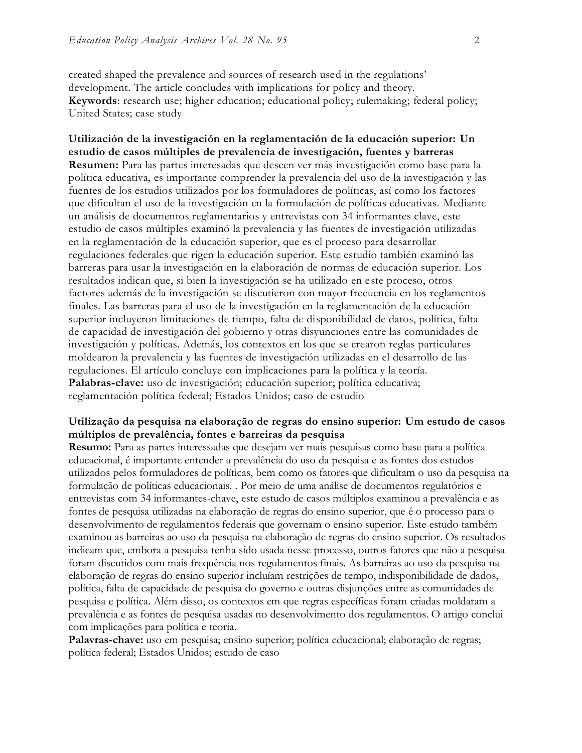created shaped the prevalence and sources of research used in the regulations' development. The article concludes with implications for policy and theory.
**Keywords**: research use; higher education; educational policy; rulemaking; federal policy; United States; case study

**Utilización de la investigación en la reglamentación de la educación superior: Un estudio de casos múltiples de prevalencia de investigación, fuentes y barreras**
**Resumen:** Para las partes interesadas que deseen ver más investigación como base para la política educativa, es importante comprender la prevalencia del uso de la investigación y las fuentes de los estudios utilizados por los formuladores de políticas, así como los factores que dificultan el uso de la investigación en la formulación de políticas educativas. Mediante un análisis de documentos reglamentarios y entrevistas con 34 informantes clave, este estudio de casos múltiples examinó la prevalencia y las fuentes de investigación utilizadas en la reglamentación de la educación superior, que es el proceso para desarrollar regulaciones federales que rigen la educación superior. Este estudio también examinó las barreras para usar la investigación en la elaboración de normas de educación superior. Los resultados indican que, si bien la investigación se ha utilizado en este proceso, otros factores además de la investigación se discutieron con mayor frecuencia en los reglamentos finales. Las barreras para el uso de la investigación en la reglamentación de la educación superior incluyeron limitaciones de tiempo, falta de disponibilidad de datos, política, falta de capacidad de investigación del gobierno y otras disyunciones entre las comunidades de investigación y políticas. Además, los contextos en los que se crearon reglas particulares moldearon la prevalencia y las fuentes de investigación utilizadas en el desarrollo de las regulaciones. El artículo concluye con implicaciones para la política y la teoría.
**Palabras-clave:** uso de investigación; educación superior; política educativa; reglamentación política federal; Estados Unidos; caso de estudio

**Utilização da pesquisa na elaboração de regras do ensino superior: Um estudo de casos múltiplos de prevalência, fontes e barreiras da pesquisa**
**Resumo:** Para as partes interessadas que desejam ver mais pesquisas como base para a política educacional, é importante entender a prevalência do uso da pesquisa e as fontes dos estudos utilizados pelos formuladores de políticas, bem como os fatores que dificultam o uso da pesquisa na formulação de políticas educacionais. . Por meio de uma análise de documentos regulatórios e entrevistas com 34 informantes-chave, este estudo de casos múltiplos examinou a prevalência e as fontes de pesquisa utilizadas na elaboração de regras do ensino superior, que é o processo para o desenvolvimento de regulamentos federais que governam o ensino superior. Este estudo também examinou as barreiras ao uso da pesquisa na elaboração de regras do ensino superior. Os resultados indicam que, embora a pesquisa tenha sido usada nesse processo, outros fatores que não a pesquisa foram discutidos com mais frequência nos regulamentos finais. As barreiras ao uso da pesquisa na elaboração de regras do ensino superior incluíam restrições de tempo, indisponibilidade de dados, política, falta de capacidade de pesquisa do governo e outras disjunções entre as comunidades de pesquisa e política. Além disso, os contextos em que regras específicas foram criadas moldaram a prevalência e as fontes de pesquisa usadas no desenvolvimento dos regulamentos. O artigo conclui com implicações para política e teoria.
**Palavras-chave:** uso em pesquisa; ensino superior; política educacional; elaboração de regras; política federal; Estados Unidos; estudo de caso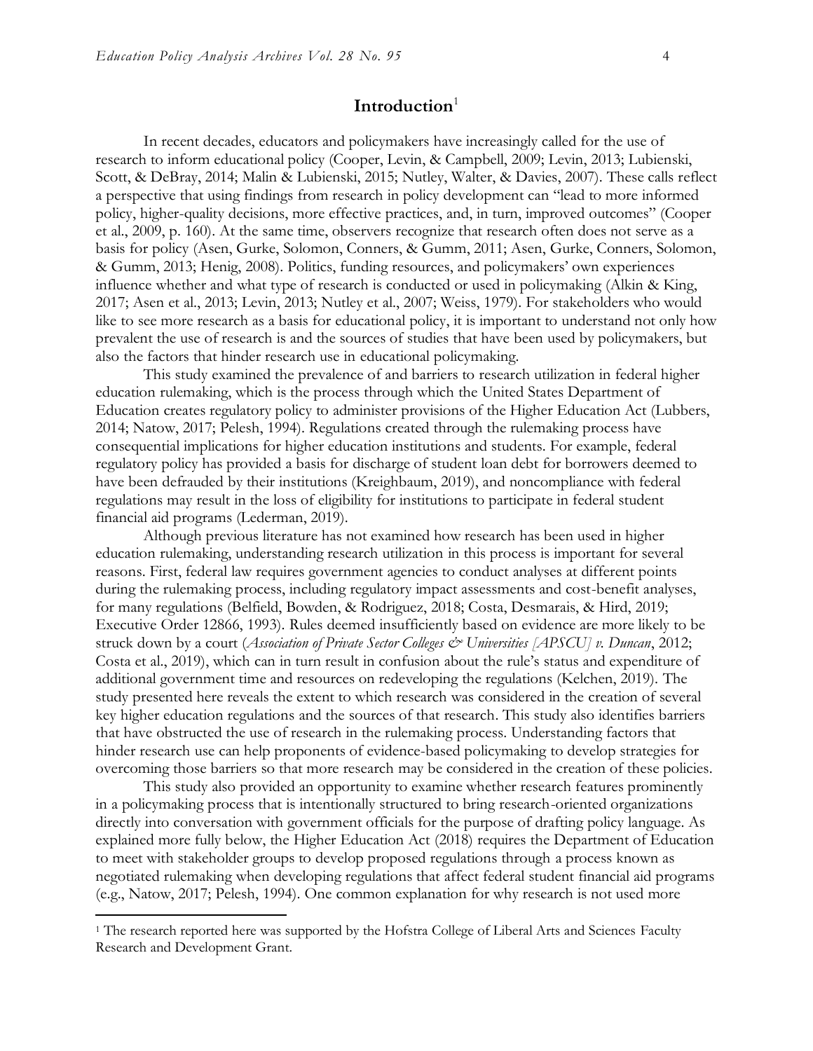# Introduction[1]

In recent decades, educators and policymakers have increasingly called for the use of research to inform educational policy (Cooper, Levin, & Campbell, 2009; Levin, 2013; Lubienski, Scott, & DeBray, 2014; Malin & Lubienski, 2015; Nutley, Walter, & Davies, 2007). These calls reflect a perspective that using findings from research in policy development can "lead to more informed policy, higher-quality decisions, more effective practices, and, in turn, improved outcomes" (Cooper et al., 2009, p. 160). At the same time, observers recognize that research often does not serve as a basis for policy (Asen, Gurke, Solomon, Conners, & Gumm, 2011; Asen, Gurke, Conners, Solomon, & Gumm, 2013; Henig, 2008). Politics, funding resources, and policymakers' own experiences influence whether and what type of research is conducted or used in policymaking (Alkin & King, 2017; Asen et al., 2013; Levin, 2013; Nutley et al., 2007; Weiss, 1979). For stakeholders who would like to see more research as a basis for educational policy, it is important to understand not only how prevalent the use of research is and the sources of studies that have been used by policymakers, but also the factors that hinder research use in educational policymaking.

This study examined the prevalence of and barriers to research utilization in federal higher education rulemaking, which is the process through which the United States Department of Education creates regulatory policy to administer provisions of the Higher Education Act (Lubbers, 2014; Natow, 2017; Pelesh, 1994). Regulations created through the rulemaking process have consequential implications for higher education institutions and students. For example, federal regulatory policy has provided a basis for discharge of student loan debt for borrowers deemed to have been defrauded by their institutions (Kreighbaum, 2019), and noncompliance with federal regulations may result in the loss of eligibility for institutions to participate in federal student financial aid programs (Lederman, 2019).

Although previous literature has not examined how research has been used in higher education rulemaking, understanding research utilization in this process is important for several reasons. First, federal law requires government agencies to conduct analyses at different points during the rulemaking process, including regulatory impact assessments and cost-benefit analyses, for many regulations (Belfield, Bowden, & Rodriguez, 2018; Costa, Desmarais, & Hird, 2019; Executive Order 12866, 1993). Rules deemed insufficiently based on evidence are more likely to be struck down by a court (*Association of Private Sector Colleges & Universities [APSCU] v. Duncan*, 2012; Costa et al., 2019), which can in turn result in confusion about the rule's status and expenditure of additional government time and resources on redeveloping the regulations (Kelchen, 2019). The study presented here reveals the extent to which research was considered in the creation of several key higher education regulations and the sources of that research. This study also identifies barriers that have obstructed the use of research in the rulemaking process. Understanding factors that hinder research use can help proponents of evidence-based policymaking to develop strategies for overcoming those barriers so that more research may be considered in the creation of these policies.

This study also provided an opportunity to examine whether research features prominently in a policymaking process that is intentionally structured to bring research-oriented organizations directly into conversation with government officials for the purpose of drafting policy language. As explained more fully below, the Higher Education Act (2018) requires the Department of Education to meet with stakeholder groups to develop proposed regulations through a process known as negotiated rulemaking when developing regulations that affect federal student financial aid programs (e.g., Natow, 2017; Pelesh, 1994). One common explanation for why research is not used more

[1] The research reported here was supported by the Hofstra College of Liberal Arts and Sciences Faculty Research and Development Grant.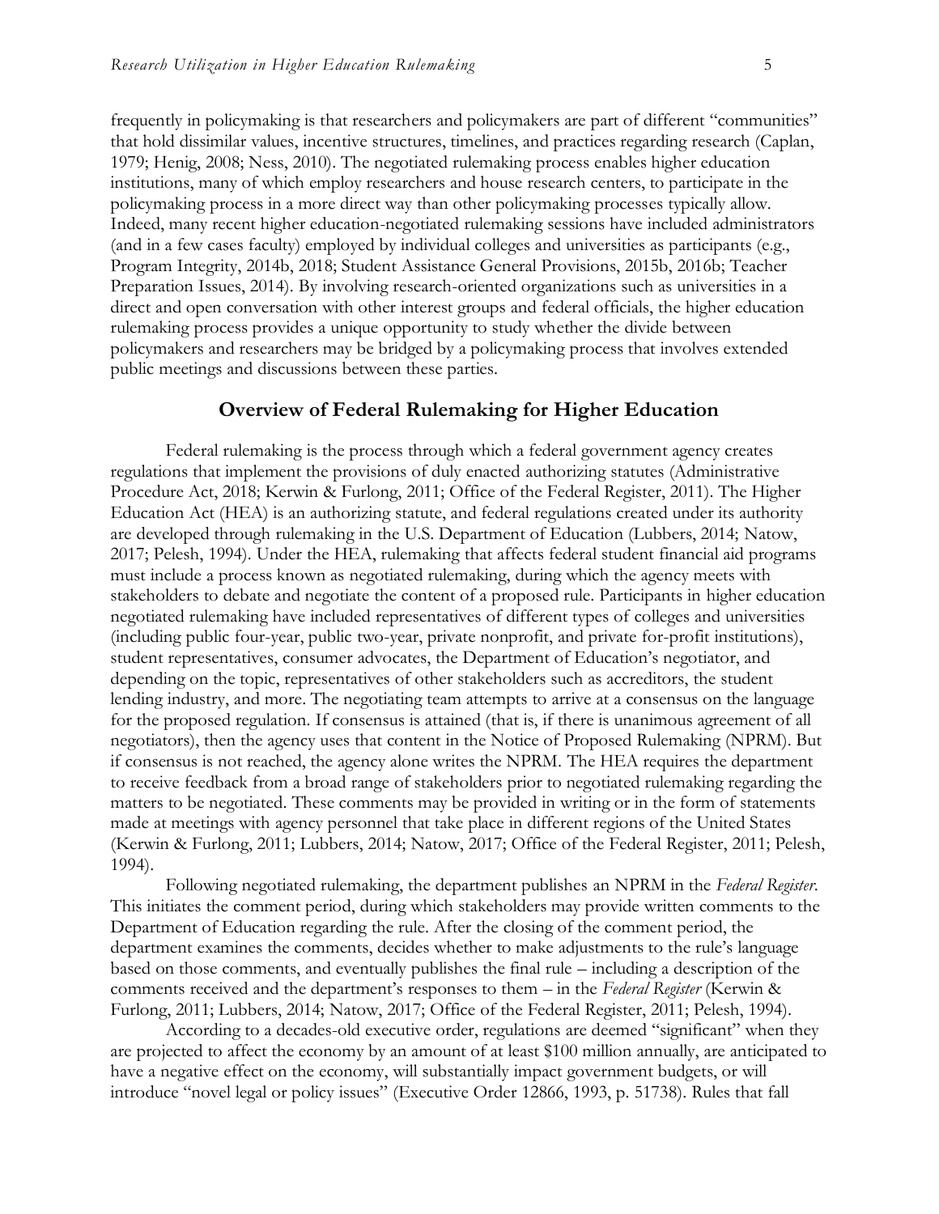frequently in policymaking is that researchers and policymakers are part of different "communities" that hold dissimilar values, incentive structures, timelines, and practices regarding research (Caplan, 1979; Henig, 2008; Ness, 2010). The negotiated rulemaking process enables higher education institutions, many of which employ researchers and house research centers, to participate in the policymaking process in a more direct way than other policymaking processes typically allow. Indeed, many recent higher education-negotiated rulemaking sessions have included administrators (and in a few cases faculty) employed by individual colleges and universities as participants (e.g., Program Integrity, 2014b, 2018; Student Assistance General Provisions, 2015b, 2016b; Teacher Preparation Issues, 2014). By involving research-oriented organizations such as universities in a direct and open conversation with other interest groups and federal officials, the higher education rulemaking process provides a unique opportunity to study whether the divide between policymakers and researchers may be bridged by a policymaking process that involves extended public meetings and discussions between these parties.

## Overview of Federal Rulemaking for Higher Education

Federal rulemaking is the process through which a federal government agency creates regulations that implement the provisions of duly enacted authorizing statutes (Administrative Procedure Act, 2018; Kerwin & Furlong, 2011; Office of the Federal Register, 2011). The Higher Education Act (HEA) is an authorizing statute, and federal regulations created under its authority are developed through rulemaking in the U.S. Department of Education (Lubbers, 2014; Natow, 2017; Pelesh, 1994). Under the HEA, rulemaking that affects federal student financial aid programs must include a process known as negotiated rulemaking, during which the agency meets with stakeholders to debate and negotiate the content of a proposed rule. Participants in higher education negotiated rulemaking have included representatives of different types of colleges and universities (including public four-year, public two-year, private nonprofit, and private for-profit institutions), student representatives, consumer advocates, the Department of Education's negotiator, and depending on the topic, representatives of other stakeholders such as accreditors, the student lending industry, and more. The negotiating team attempts to arrive at a consensus on the language for the proposed regulation. If consensus is attained (that is, if there is unanimous agreement of all negotiators), then the agency uses that content in the Notice of Proposed Rulemaking (NPRM). But if consensus is not reached, the agency alone writes the NPRM. The HEA requires the department to receive feedback from a broad range of stakeholders prior to negotiated rulemaking regarding the matters to be negotiated. These comments may be provided in writing or in the form of statements made at meetings with agency personnel that take place in different regions of the United States (Kerwin & Furlong, 2011; Lubbers, 2014; Natow, 2017; Office of the Federal Register, 2011; Pelesh, 1994).

Following negotiated rulemaking, the department publishes an NPRM in the *Federal Register*. This initiates the comment period, during which stakeholders may provide written comments to the Department of Education regarding the rule. After the closing of the comment period, the department examines the comments, decides whether to make adjustments to the rule's language based on those comments, and eventually publishes the final rule – including a description of the comments received and the department's responses to them – in the *Federal Register* (Kerwin & Furlong, 2011; Lubbers, 2014; Natow, 2017; Office of the Federal Register, 2011; Pelesh, 1994).

According to a decades-old executive order, regulations are deemed "significant" when they are projected to affect the economy by an amount of at least $100 million annually, are anticipated to have a negative effect on the economy, will substantially impact government budgets, or will introduce "novel legal or policy issues" (Executive Order 12866, 1993, p. 51738). Rules that fall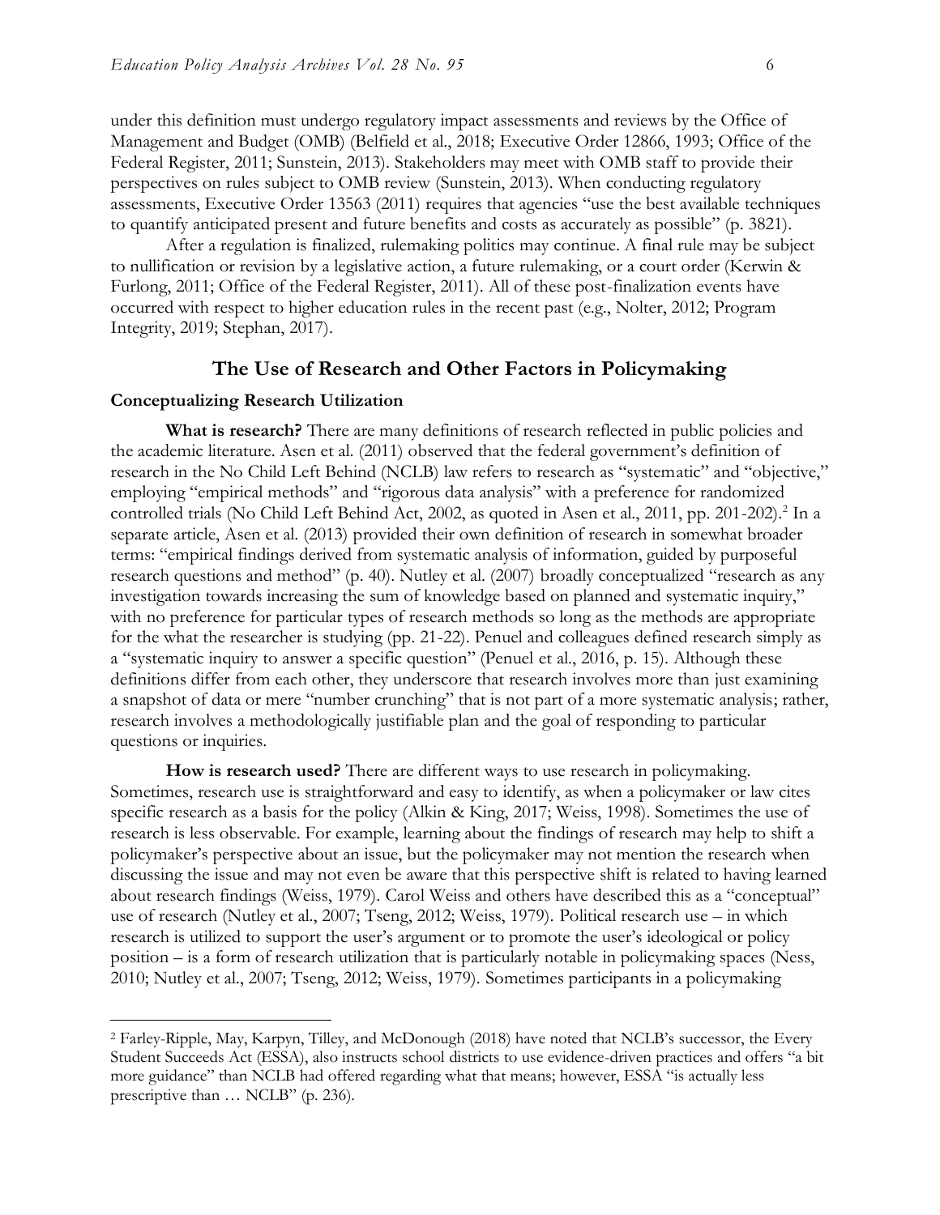under this definition must undergo regulatory impact assessments and reviews by the Office of Management and Budget (OMB) (Belfield et al., 2018; Executive Order 12866, 1993; Office of the Federal Register, 2011; Sunstein, 2013). Stakeholders may meet with OMB staff to provide their perspectives on rules subject to OMB review (Sunstein, 2013). When conducting regulatory assessments, Executive Order 13563 (2011) requires that agencies "use the best available techniques to quantify anticipated present and future benefits and costs as accurately as possible" (p. 3821).

After a regulation is finalized, rulemaking politics may continue. A final rule may be subject to nullification or revision by a legislative action, a future rulemaking, or a court order (Kerwin & Furlong, 2011; Office of the Federal Register, 2011). All of these post-finalization events have occurred with respect to higher education rules in the recent past (e.g., Nolter, 2012; Program Integrity, 2019; Stephan, 2017).

## The Use of Research and Other Factors in Policymaking

### Conceptualizing Research Utilization

**What is research?** There are many definitions of research reflected in public policies and the academic literature. Asen et al. (2011) observed that the federal government's definition of research in the No Child Left Behind (NCLB) law refers to research as "systematic" and "objective," employing "empirical methods" and "rigorous data analysis" with a preference for randomized controlled trials (No Child Left Behind Act, 2002, as quoted in Asen et al., 2011, pp. 201-202).[2] In a separate article, Asen et al. (2013) provided their own definition of research in somewhat broader terms: "empirical findings derived from systematic analysis of information, guided by purposeful research questions and method" (p. 40). Nutley et al. (2007) broadly conceptualized "research as any investigation towards increasing the sum of knowledge based on planned and systematic inquiry," with no preference for particular types of research methods so long as the methods are appropriate for the what the researcher is studying (pp. 21-22). Penuel and colleagues defined research simply as a "systematic inquiry to answer a specific question" (Penuel et al., 2016, p. 15). Although these definitions differ from each other, they underscore that research involves more than just examining a snapshot of data or mere "number crunching" that is not part of a more systematic analysis; rather, research involves a methodologically justifiable plan and the goal of responding to particular questions or inquiries.

**How is research used?** There are different ways to use research in policymaking. Sometimes, research use is straightforward and easy to identify, as when a policymaker or law cites specific research as a basis for the policy (Alkin & King, 2017; Weiss, 1998). Sometimes the use of research is less observable. For example, learning about the findings of research may help to shift a policymaker's perspective about an issue, but the policymaker may not mention the research when discussing the issue and may not even be aware that this perspective shift is related to having learned about research findings (Weiss, 1979). Carol Weiss and others have described this as a "conceptual" use of research (Nutley et al., 2007; Tseng, 2012; Weiss, 1979). Political research use – in which research is utilized to support the user's argument or to promote the user's ideological or policy position – is a form of research utilization that is particularly notable in policymaking spaces (Ness, 2010; Nutley et al., 2007; Tseng, 2012; Weiss, 1979). Sometimes participants in a policymaking

[2] Farley-Ripple, May, Karpyn, Tilley, and McDonough (2018) have noted that NCLB's successor, the Every Student Succeeds Act (ESSA), also instructs school districts to use evidence-driven practices and offers "a bit more guidance" than NCLB had offered regarding what that means; however, ESSA "is actually less prescriptive than … NCLB" (p. 236).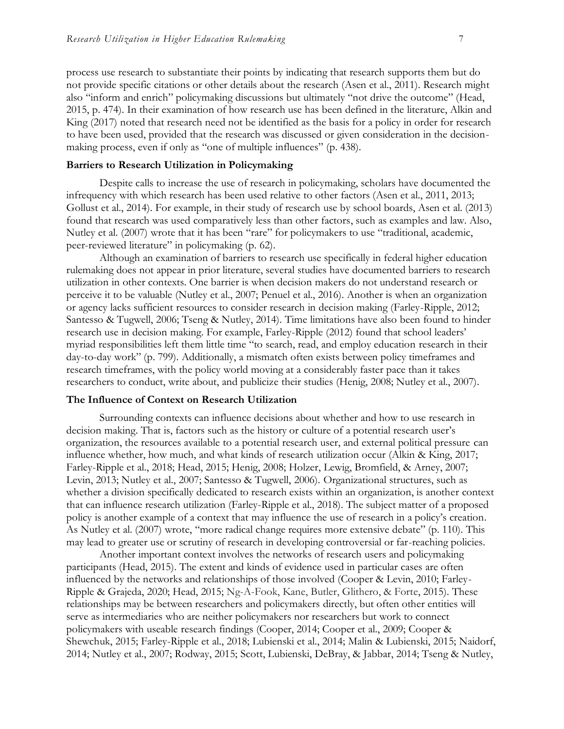process use research to substantiate their points by indicating that research supports them but do not provide specific citations or other details about the research (Asen et al., 2011). Research might also "inform and enrich" policymaking discussions but ultimately "not drive the outcome" (Head, 2015, p. 474). In their examination of how research use has been defined in the literature, Alkin and King (2017) noted that research need not be identified as the basis for a policy in order for research to have been used, provided that the research was discussed or given consideration in the decision-making process, even if only as "one of multiple influences" (p. 438).

### Barriers to Research Utilization in Policymaking

Despite calls to increase the use of research in policymaking, scholars have documented the infrequency with which research has been used relative to other factors (Asen et al., 2011, 2013; Gollust et al., 2014). For example, in their study of research use by school boards, Asen et al. (2013) found that research was used comparatively less than other factors, such as examples and law. Also, Nutley et al. (2007) wrote that it has been "rare" for policymakers to use "traditional, academic, peer-reviewed literature" in policymaking (p. 62).

Although an examination of barriers to research use specifically in federal higher education rulemaking does not appear in prior literature, several studies have documented barriers to research utilization in other contexts. One barrier is when decision makers do not understand research or perceive it to be valuable (Nutley et al., 2007; Penuel et al., 2016). Another is when an organization or agency lacks sufficient resources to consider research in decision making (Farley-Ripple, 2012; Santesso & Tugwell, 2006; Tseng & Nutley, 2014). Time limitations have also been found to hinder research use in decision making. For example, Farley-Ripple (2012) found that school leaders' myriad responsibilities left them little time "to search, read, and employ education research in their day-to-day work" (p. 799). Additionally, a mismatch often exists between policy timeframes and research timeframes, with the policy world moving at a considerably faster pace than it takes researchers to conduct, write about, and publicize their studies (Henig, 2008; Nutley et al., 2007).

### The Influence of Context on Research Utilization

Surrounding contexts can influence decisions about whether and how to use research in decision making. That is, factors such as the history or culture of a potential research user's organization, the resources available to a potential research user, and external political pressure can influence whether, how much, and what kinds of research utilization occur (Alkin & King, 2017; Farley-Ripple et al., 2018; Head, 2015; Henig, 2008; Holzer, Lewig, Bromfield, & Arney, 2007; Levin, 2013; Nutley et al., 2007; Santesso & Tugwell, 2006). Organizational structures, such as whether a division specifically dedicated to research exists within an organization, is another context that can influence research utilization (Farley-Ripple et al., 2018). The subject matter of a proposed policy is another example of a context that may influence the use of research in a policy's creation. As Nutley et al. (2007) wrote, "more radical change requires more extensive debate" (p. 110). This may lead to greater use or scrutiny of research in developing controversial or far-reaching policies.

Another important context involves the networks of research users and policymaking participants (Head, 2015). The extent and kinds of evidence used in particular cases are often influenced by the networks and relationships of those involved (Cooper & Levin, 2010; Farley-Ripple & Grajeda, 2020; Head, 2015; Ng-A-Fook, Kane, Butler, Glithero, & Forte, 2015). These relationships may be between researchers and policymakers directly, but often other entities will serve as intermediaries who are neither policymakers nor researchers but work to connect policymakers with useable research findings (Cooper, 2014; Cooper et al., 2009; Cooper & Shewchuk, 2015; Farley-Ripple et al., 2018; Lubienski et al., 2014; Malin & Lubienski, 2015; Naidorf, 2014; Nutley et al., 2007; Rodway, 2015; Scott, Lubienski, DeBray, & Jabbar, 2014; Tseng & Nutley,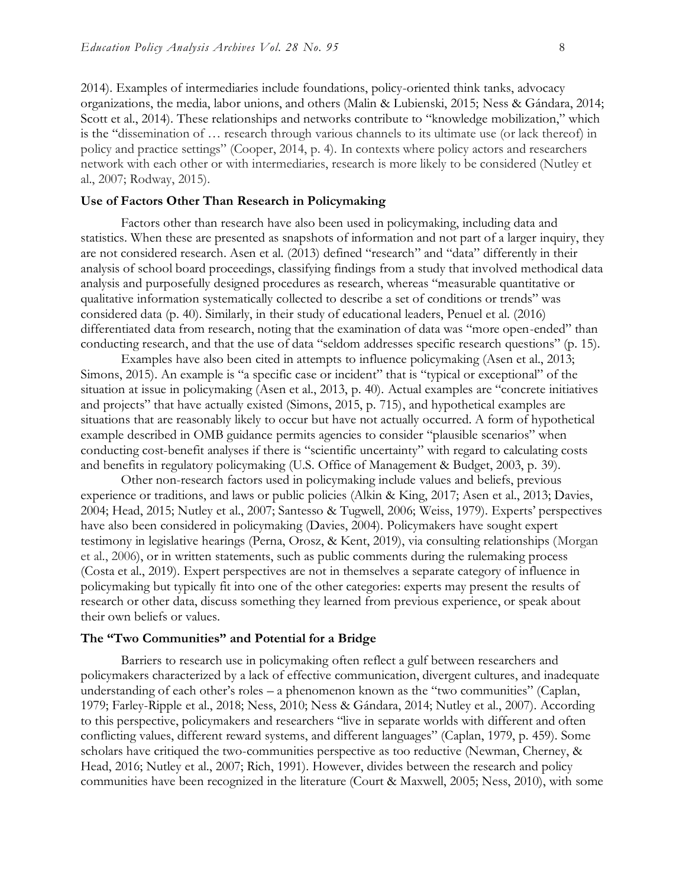2014). Examples of intermediaries include foundations, policy-oriented think tanks, advocacy organizations, the media, labor unions, and others (Malin & Lubienski, 2015; Ness & Gándara, 2014; Scott et al., 2014). These relationships and networks contribute to "knowledge mobilization," which is the "dissemination of … research through various channels to its ultimate use (or lack thereof) in policy and practice settings" (Cooper, 2014, p. 4). In contexts where policy actors and researchers network with each other or with intermediaries, research is more likely to be considered (Nutley et al., 2007; Rodway, 2015).

### Use of Factors Other Than Research in Policymaking

Factors other than research have also been used in policymaking, including data and statistics. When these are presented as snapshots of information and not part of a larger inquiry, they are not considered research. Asen et al. (2013) defined "research" and "data" differently in their analysis of school board proceedings, classifying findings from a study that involved methodical data analysis and purposefully designed procedures as research, whereas "measurable quantitative or qualitative information systematically collected to describe a set of conditions or trends" was considered data (p. 40). Similarly, in their study of educational leaders, Penuel et al. (2016) differentiated data from research, noting that the examination of data was "more open-ended" than conducting research, and that the use of data "seldom addresses specific research questions" (p. 15).

Examples have also been cited in attempts to influence policymaking (Asen et al., 2013; Simons, 2015). An example is "a specific case or incident" that is "typical or exceptional" of the situation at issue in policymaking (Asen et al., 2013, p. 40). Actual examples are "concrete initiatives and projects" that have actually existed (Simons, 2015, p. 715), and hypothetical examples are situations that are reasonably likely to occur but have not actually occurred. A form of hypothetical example described in OMB guidance permits agencies to consider "plausible scenarios" when conducting cost-benefit analyses if there is "scientific uncertainty" with regard to calculating costs and benefits in regulatory policymaking (U.S. Office of Management & Budget, 2003, p. 39).

Other non-research factors used in policymaking include values and beliefs, previous experience or traditions, and laws or public policies (Alkin & King, 2017; Asen et al., 2013; Davies, 2004; Head, 2015; Nutley et al., 2007; Santesso & Tugwell, 2006; Weiss, 1979). Experts' perspectives have also been considered in policymaking (Davies, 2004). Policymakers have sought expert testimony in legislative hearings (Perna, Orosz, & Kent, 2019), via consulting relationships (Morgan et al., 2006), or in written statements, such as public comments during the rulemaking process (Costa et al., 2019). Expert perspectives are not in themselves a separate category of influence in policymaking but typically fit into one of the other categories: experts may present the results of research or other data, discuss something they learned from previous experience, or speak about their own beliefs or values.

### The "Two Communities" and Potential for a Bridge

Barriers to research use in policymaking often reflect a gulf between researchers and policymakers characterized by a lack of effective communication, divergent cultures, and inadequate understanding of each other's roles – a phenomenon known as the "two communities" (Caplan, 1979; Farley-Ripple et al., 2018; Ness, 2010; Ness & Gándara, 2014; Nutley et al., 2007). According to this perspective, policymakers and researchers "live in separate worlds with different and often conflicting values, different reward systems, and different languages" (Caplan, 1979, p. 459). Some scholars have critiqued the two-communities perspective as too reductive (Newman, Cherney, & Head, 2016; Nutley et al., 2007; Rich, 1991). However, divides between the research and policy communities have been recognized in the literature (Court & Maxwell, 2005; Ness, 2010), with some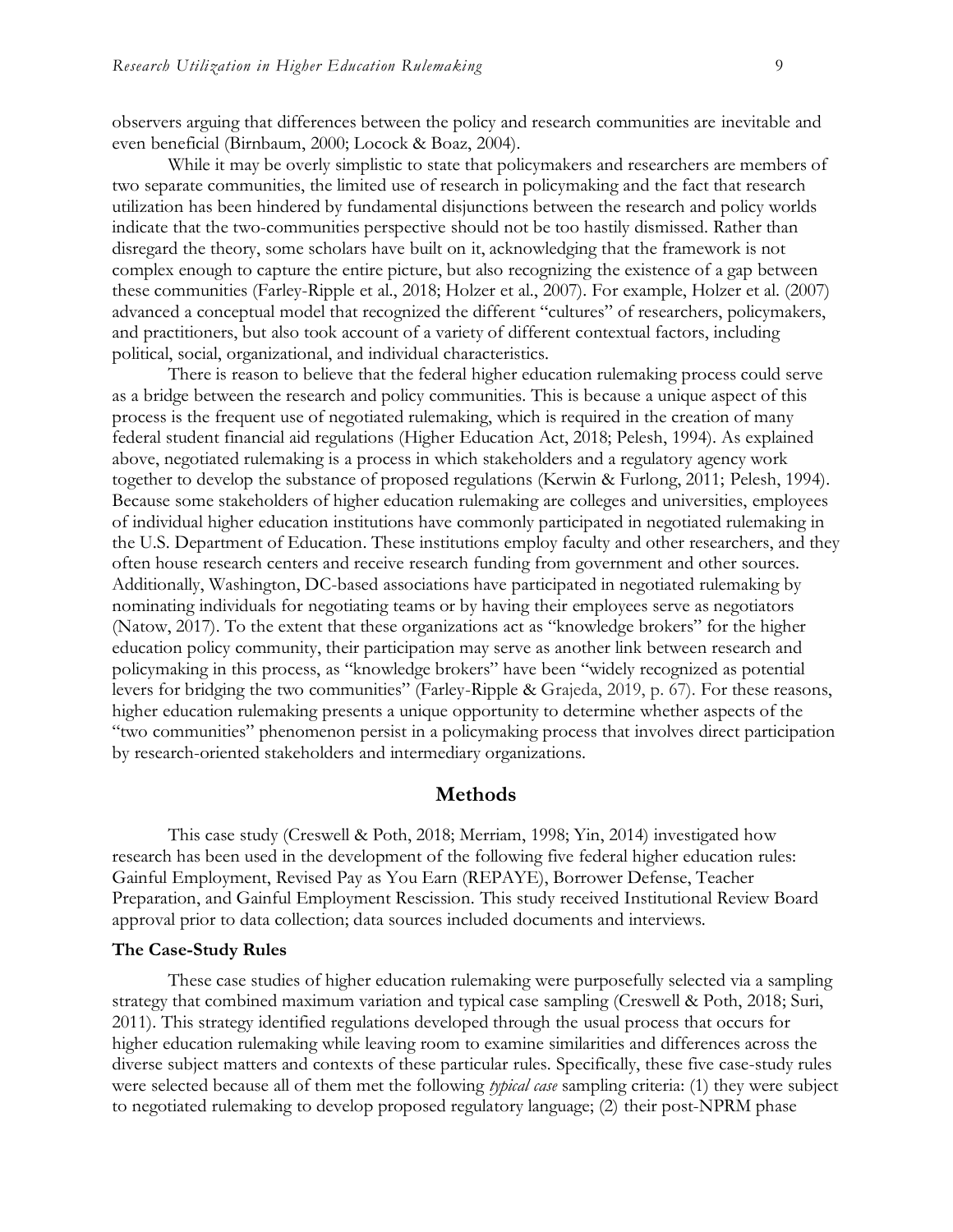observers arguing that differences between the policy and research communities are inevitable and even beneficial (Birnbaum, 2000; Locock & Boaz, 2004).

While it may be overly simplistic to state that policymakers and researchers are members of two separate communities, the limited use of research in policymaking and the fact that research utilization has been hindered by fundamental disjunctions between the research and policy worlds indicate that the two-communities perspective should not be too hastily dismissed. Rather than disregard the theory, some scholars have built on it, acknowledging that the framework is not complex enough to capture the entire picture, but also recognizing the existence of a gap between these communities (Farley-Ripple et al., 2018; Holzer et al., 2007). For example, Holzer et al. (2007) advanced a conceptual model that recognized the different "cultures" of researchers, policymakers, and practitioners, but also took account of a variety of different contextual factors, including political, social, organizational, and individual characteristics.

There is reason to believe that the federal higher education rulemaking process could serve as a bridge between the research and policy communities. This is because a unique aspect of this process is the frequent use of negotiated rulemaking, which is required in the creation of many federal student financial aid regulations (Higher Education Act, 2018; Pelesh, 1994). As explained above, negotiated rulemaking is a process in which stakeholders and a regulatory agency work together to develop the substance of proposed regulations (Kerwin & Furlong, 2011; Pelesh, 1994). Because some stakeholders of higher education rulemaking are colleges and universities, employees of individual higher education institutions have commonly participated in negotiated rulemaking in the U.S. Department of Education. These institutions employ faculty and other researchers, and they often house research centers and receive research funding from government and other sources. Additionally, Washington, DC-based associations have participated in negotiated rulemaking by nominating individuals for negotiating teams or by having their employees serve as negotiators (Natow, 2017). To the extent that these organizations act as "knowledge brokers" for the higher education policy community, their participation may serve as another link between research and policymaking in this process, as "knowledge brokers" have been "widely recognized as potential levers for bridging the two communities" (Farley-Ripple & Grajeda, 2019, p. 67). For these reasons, higher education rulemaking presents a unique opportunity to determine whether aspects of the "two communities" phenomenon persist in a policymaking process that involves direct participation by research-oriented stakeholders and intermediary organizations.

## Methods

This case study (Creswell & Poth, 2018; Merriam, 1998; Yin, 2014) investigated how research has been used in the development of the following five federal higher education rules: Gainful Employment, Revised Pay as You Earn (REPAYE), Borrower Defense, Teacher Preparation, and Gainful Employment Rescission. This study received Institutional Review Board approval prior to data collection; data sources included documents and interviews.

### The Case-Study Rules

These case studies of higher education rulemaking were purposefully selected via a sampling strategy that combined maximum variation and typical case sampling (Creswell & Poth, 2018; Suri, 2011). This strategy identified regulations developed through the usual process that occurs for higher education rulemaking while leaving room to examine similarities and differences across the diverse subject matters and contexts of these particular rules. Specifically, these five case-study rules were selected because all of them met the following *typical case* sampling criteria: (1) they were subject to negotiated rulemaking to develop proposed regulatory language; (2) their post-NPRM phase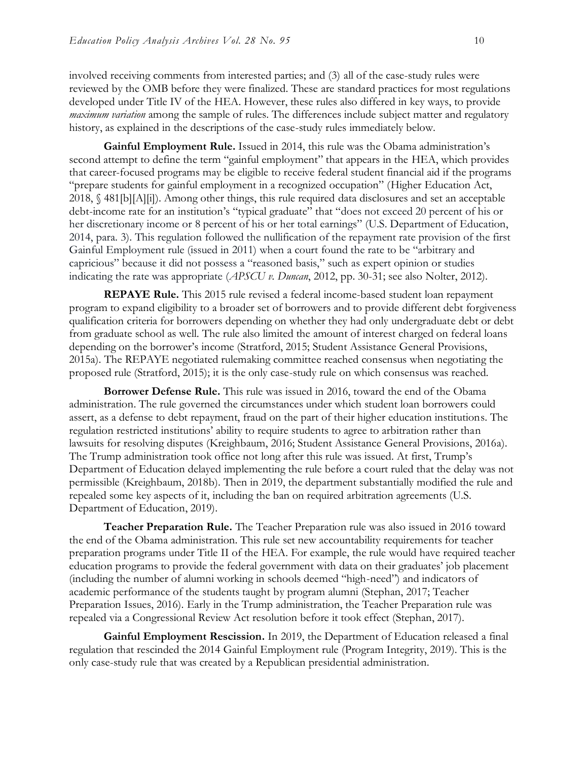involved receiving comments from interested parties; and (3) all of the case-study rules were reviewed by the OMB before they were finalized. These are standard practices for most regulations developed under Title IV of the HEA. However, these rules also differed in key ways, to provide *maximum variation* among the sample of rules. The differences include subject matter and regulatory history, as explained in the descriptions of the case-study rules immediately below.

**Gainful Employment Rule.** Issued in 2014, this rule was the Obama administration's second attempt to define the term "gainful employment" that appears in the HEA, which provides that career-focused programs may be eligible to receive federal student financial aid if the programs "prepare students for gainful employment in a recognized occupation" (Higher Education Act, 2018, § 481[b][A][i]). Among other things, this rule required data disclosures and set an acceptable debt-income rate for an institution's "typical graduate" that "does not exceed 20 percent of his or her discretionary income or 8 percent of his or her total earnings" (U.S. Department of Education, 2014, para. 3). This regulation followed the nullification of the repayment rate provision of the first Gainful Employment rule (issued in 2011) when a court found the rate to be "arbitrary and capricious" because it did not possess a "reasoned basis," such as expert opinion or studies indicating the rate was appropriate (*APSCU v. Duncan*, 2012, pp. 30-31; see also Nolter, 2012).

**REPAYE Rule.** This 2015 rule revised a federal income-based student loan repayment program to expand eligibility to a broader set of borrowers and to provide different debt forgiveness qualification criteria for borrowers depending on whether they had only undergraduate debt or debt from graduate school as well. The rule also limited the amount of interest charged on federal loans depending on the borrower's income (Stratford, 2015; Student Assistance General Provisions, 2015a). The REPAYE negotiated rulemaking committee reached consensus when negotiating the proposed rule (Stratford, 2015); it is the only case-study rule on which consensus was reached.

**Borrower Defense Rule.** This rule was issued in 2016, toward the end of the Obama administration. The rule governed the circumstances under which student loan borrowers could assert, as a defense to debt repayment, fraud on the part of their higher education institutions. The regulation restricted institutions' ability to require students to agree to arbitration rather than lawsuits for resolving disputes (Kreighbaum, 2016; Student Assistance General Provisions, 2016a). The Trump administration took office not long after this rule was issued. At first, Trump's Department of Education delayed implementing the rule before a court ruled that the delay was not permissible (Kreighbaum, 2018b). Then in 2019, the department substantially modified the rule and repealed some key aspects of it, including the ban on required arbitration agreements (U.S. Department of Education, 2019).

**Teacher Preparation Rule.** The Teacher Preparation rule was also issued in 2016 toward the end of the Obama administration. This rule set new accountability requirements for teacher preparation programs under Title II of the HEA. For example, the rule would have required teacher education programs to provide the federal government with data on their graduates' job placement (including the number of alumni working in schools deemed "high-need") and indicators of academic performance of the students taught by program alumni (Stephan, 2017; Teacher Preparation Issues, 2016). Early in the Trump administration, the Teacher Preparation rule was repealed via a Congressional Review Act resolution before it took effect (Stephan, 2017).

**Gainful Employment Rescission.** In 2019, the Department of Education released a final regulation that rescinded the 2014 Gainful Employment rule (Program Integrity, 2019). This is the only case-study rule that was created by a Republican presidential administration.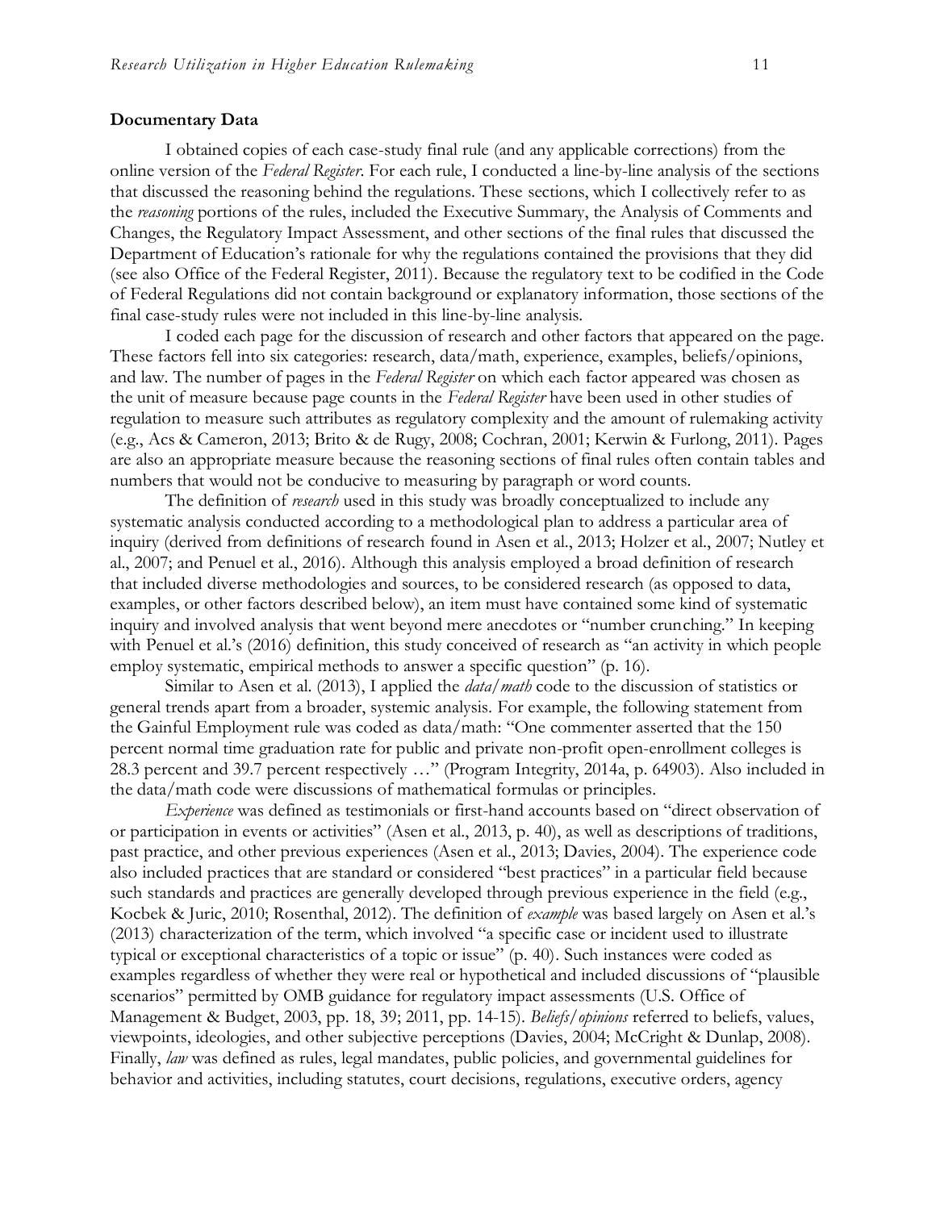### Documentary Data

I obtained copies of each case-study final rule (and any applicable corrections) from the online version of the *Federal Register*. For each rule, I conducted a line-by-line analysis of the sections that discussed the reasoning behind the regulations. These sections, which I collectively refer to as the *reasoning* portions of the rules, included the Executive Summary, the Analysis of Comments and Changes, the Regulatory Impact Assessment, and other sections of the final rules that discussed the Department of Education's rationale for why the regulations contained the provisions that they did (see also Office of the Federal Register, 2011). Because the regulatory text to be codified in the Code of Federal Regulations did not contain background or explanatory information, those sections of the final case-study rules were not included in this line-by-line analysis.

I coded each page for the discussion of research and other factors that appeared on the page. These factors fell into six categories: research, data/math, experience, examples, beliefs/opinions, and law. The number of pages in the *Federal Register* on which each factor appeared was chosen as the unit of measure because page counts in the *Federal Register* have been used in other studies of regulation to measure such attributes as regulatory complexity and the amount of rulemaking activity (e.g., Acs & Cameron, 2013; Brito & de Rugy, 2008; Cochran, 2001; Kerwin & Furlong, 2011). Pages are also an appropriate measure because the reasoning sections of final rules often contain tables and numbers that would not be conducive to measuring by paragraph or word counts.

The definition of *research* used in this study was broadly conceptualized to include any systematic analysis conducted according to a methodological plan to address a particular area of inquiry (derived from definitions of research found in Asen et al., 2013; Holzer et al., 2007; Nutley et al., 2007; and Penuel et al., 2016). Although this analysis employed a broad definition of research that included diverse methodologies and sources, to be considered research (as opposed to data, examples, or other factors described below), an item must have contained some kind of systematic inquiry and involved analysis that went beyond mere anecdotes or "number crunching." In keeping with Penuel et al.'s (2016) definition, this study conceived of research as "an activity in which people employ systematic, empirical methods to answer a specific question" (p. 16).

Similar to Asen et al. (2013), I applied the *data/math* code to the discussion of statistics or general trends apart from a broader, systemic analysis. For example, the following statement from the Gainful Employment rule was coded as data/math: "One commenter asserted that the 150 percent normal time graduation rate for public and private non-profit open-enrollment colleges is 28.3 percent and 39.7 percent respectively …" (Program Integrity, 2014a, p. 64903). Also included in the data/math code were discussions of mathematical formulas or principles.

*Experience* was defined as testimonials or first-hand accounts based on "direct observation of or participation in events or activities" (Asen et al., 2013, p. 40), as well as descriptions of traditions, past practice, and other previous experiences (Asen et al., 2013; Davies, 2004). The experience code also included practices that are standard or considered "best practices" in a particular field because such standards and practices are generally developed through previous experience in the field (e.g., Kocbek & Juric, 2010; Rosenthal, 2012). The definition of *example* was based largely on Asen et al.'s (2013) characterization of the term, which involved "a specific case or incident used to illustrate typical or exceptional characteristics of a topic or issue" (p. 40). Such instances were coded as examples regardless of whether they were real or hypothetical and included discussions of "plausible scenarios" permitted by OMB guidance for regulatory impact assessments (U.S. Office of Management & Budget, 2003, pp. 18, 39; 2011, pp. 14-15). *Beliefs/opinions* referred to beliefs, values, viewpoints, ideologies, and other subjective perceptions (Davies, 2004; McCright & Dunlap, 2008). Finally, *law* was defined as rules, legal mandates, public policies, and governmental guidelines for behavior and activities, including statutes, court decisions, regulations, executive orders, agency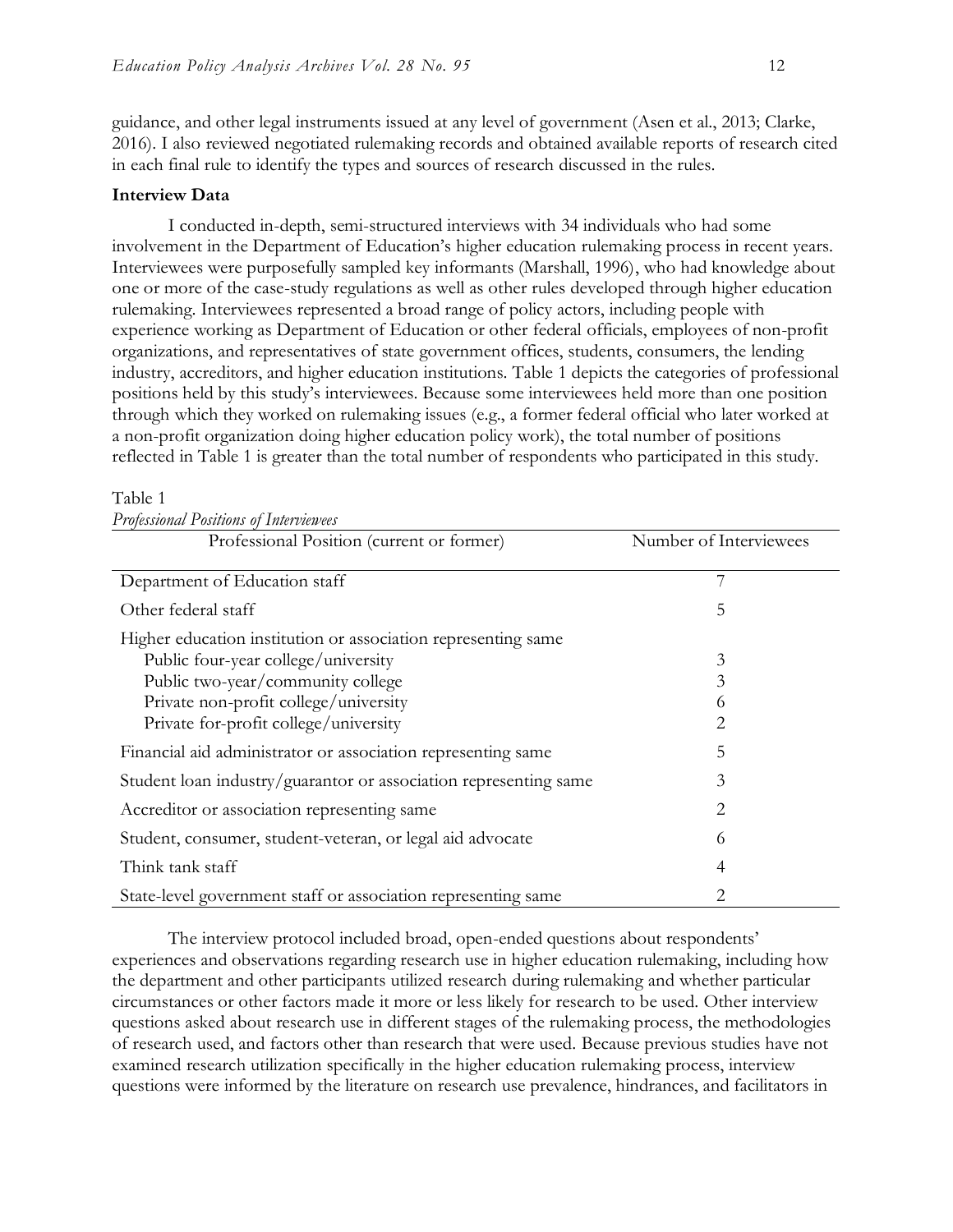guidance, and other legal instruments issued at any level of government (Asen et al., 2013; Clarke, 2016). I also reviewed negotiated rulemaking records and obtained available reports of research cited in each final rule to identify the types and sources of research discussed in the rules.

**Interview Data**

I conducted in-depth, semi-structured interviews with 34 individuals who had some involvement in the Department of Education's higher education rulemaking process in recent years. Interviewees were purposefully sampled key informants (Marshall, 1996), who had knowledge about one or more of the case-study regulations as well as other rules developed through higher education rulemaking. Interviewees represented a broad range of policy actors, including people with experience working as Department of Education or other federal officials, employees of non-profit organizations, and representatives of state government offices, students, consumers, the lending industry, accreditors, and higher education institutions. Table 1 depicts the categories of professional positions held by this study's interviewees. Because some interviewees held more than one position through which they worked on rulemaking issues (e.g., a former federal official who later worked at a non-profit organization doing higher education policy work), the total number of positions reflected in Table 1 is greater than the total number of respondents who participated in this study.

Table 1
*Professional Positions of Interviewees*

| Professional Position (current or former) | Number of Interviewees |
|---|---|
| Department of Education staff | 7 |
| Other federal staff | 5 |
| Higher education institution or association representing same | |
| Public four-year college/university | 3 |
| Public two-year/community college | 3 |
| Private non-profit college/university | 6 |
| Private for-profit college/university | 2 |
| Financial aid administrator or association representing same | 5 |
| Student loan industry/guarantor or association representing same | 3 |
| Accreditor or association representing same | 2 |
| Student, consumer, student-veteran, or legal aid advocate | 6 |
| Think tank staff | 4 |
| State-level government staff or association representing same | 2 |

The interview protocol included broad, open-ended questions about respondents' experiences and observations regarding research use in higher education rulemaking, including how the department and other participants utilized research during rulemaking and whether particular circumstances or other factors made it more or less likely for research to be used. Other interview questions asked about research use in different stages of the rulemaking process, the methodologies of research used, and factors other than research that were used. Because previous studies have not examined research utilization specifically in the higher education rulemaking process, interview questions were informed by the literature on research use prevalence, hindrances, and facilitators in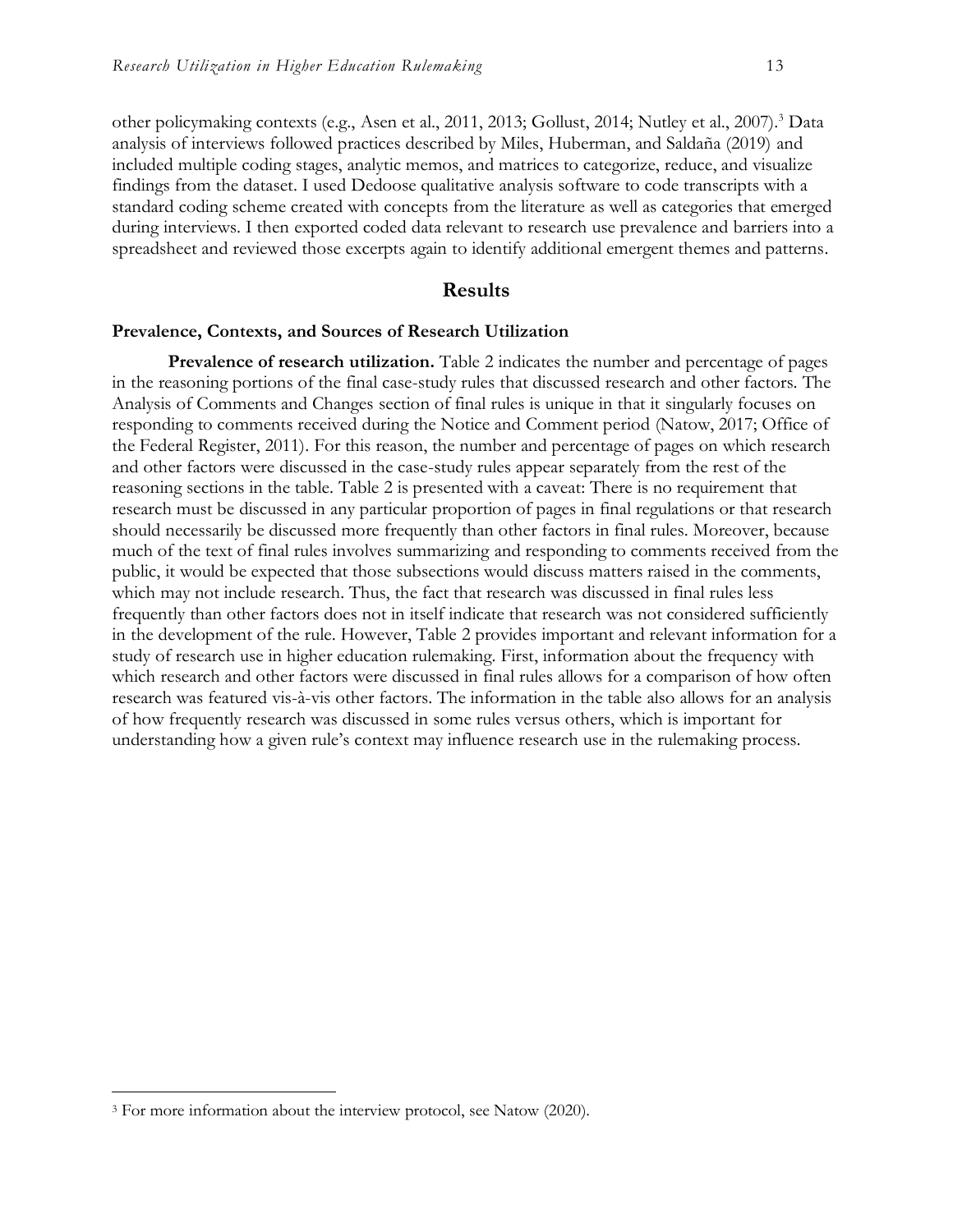other policymaking contexts (e.g., Asen et al., 2011, 2013; Gollust, 2014; Nutley et al., 2007).[3] Data analysis of interviews followed practices described by Miles, Huberman, and Saldaña (2019) and included multiple coding stages, analytic memos, and matrices to categorize, reduce, and visualize findings from the dataset. I used Dedoose qualitative analysis software to code transcripts with a standard coding scheme created with concepts from the literature as well as categories that emerged during interviews. I then exported coded data relevant to research use prevalence and barriers into a spreadsheet and reviewed those excerpts again to identify additional emergent themes and patterns.

## Results

### Prevalence, Contexts, and Sources of Research Utilization

**Prevalence of research utilization.** Table 2 indicates the number and percentage of pages in the reasoning portions of the final case-study rules that discussed research and other factors. The Analysis of Comments and Changes section of final rules is unique in that it singularly focuses on responding to comments received during the Notice and Comment period (Natow, 2017; Office of the Federal Register, 2011). For this reason, the number and percentage of pages on which research and other factors were discussed in the case-study rules appear separately from the rest of the reasoning sections in the table. Table 2 is presented with a caveat: There is no requirement that research must be discussed in any particular proportion of pages in final regulations or that research should necessarily be discussed more frequently than other factors in final rules. Moreover, because much of the text of final rules involves summarizing and responding to comments received from the public, it would be expected that those subsections would discuss matters raised in the comments, which may not include research. Thus, the fact that research was discussed in final rules less frequently than other factors does not in itself indicate that research was not considered sufficiently in the development of the rule. However, Table 2 provides important and relevant information for a study of research use in higher education rulemaking. First, information about the frequency with which research and other factors were discussed in final rules allows for a comparison of how often research was featured vis-à-vis other factors. The information in the table also allows for an analysis of how frequently research was discussed in some rules versus others, which is important for understanding how a given rule's context may influence research use in the rulemaking process.

[3] For more information about the interview protocol, see Natow (2020).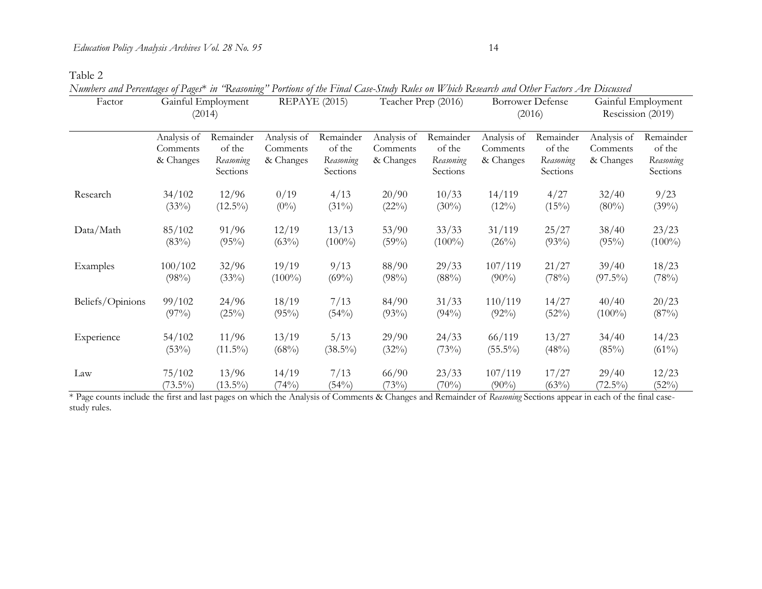Table 2

*Numbers and Percentages of Pages\* in "Reasoning" Portions of the Final Case-Study Rules on Which Research and Other Factors Are Discussed*

| Factor | Gainful Employment (2014) | | REPAYE (2015) | | Teacher Prep (2016) | | Borrower Defense (2016) | | Gainful Employment Rescission (2019) | |
|---|---|---|---|---|---|---|---|---|---|---|
| | Analysis of Comments & Changes | Remainder of the *Reasoning* Sections | Analysis of Comments & Changes | Remainder of the *Reasoning* Sections | Analysis of Comments & Changes | Remainder of the *Reasoning* Sections | Analysis of Comments & Changes | Remainder of the *Reasoning* Sections | Analysis of Comments & Changes | Remainder of the *Reasoning* Sections |
| Research | 34/102 (33%) | 12/96 (12.5%) | 0/19 (0%) | 4/13 (31%) | 20/90 (22%) | 10/33 (30%) | 14/119 (12%) | 4/27 (15%) | 32/40 (80%) | 9/23 (39%) |
| Data/Math | 85/102 (83%) | 91/96 (95%) | 12/19 (63%) | 13/13 (100%) | 53/90 (59%) | 33/33 (100%) | 31/119 (26%) | 25/27 (93%) | 38/40 (95%) | 23/23 (100%) |
| Examples | 100/102 (98%) | 32/96 (33%) | 19/19 (100%) | 9/13 (69%) | 88/90 (98%) | 29/33 (88%) | 107/119 (90%) | 21/27 (78%) | 39/40 (97.5%) | 18/23 (78%) |
| Beliefs/Opinions | 99/102 (97%) | 24/96 (25%) | 18/19 (95%) | 7/13 (54%) | 84/90 (93%) | 31/33 (94%) | 110/119 (92%) | 14/27 (52%) | 40/40 (100%) | 20/23 (87%) |
| Experience | 54/102 (53%) | 11/96 (11.5%) | 13/19 (68%) | 5/13 (38.5%) | 29/90 (32%) | 24/33 (73%) | 66/119 (55.5%) | 13/27 (48%) | 34/40 (85%) | 14/23 (61%) |
| Law | 75/102 (73.5%) | 13/96 (13.5%) | 14/19 (74%) | 7/13 (54%) | 66/90 (73%) | 23/33 (70%) | 107/119 (90%) | 17/27 (63%) | 29/40 (72.5%) | 12/23 (52%) |

\* Page counts include the first and last pages on which the Analysis of Comments & Changes and Remainder of *Reasoning* Sections appear in each of the final case-study rules.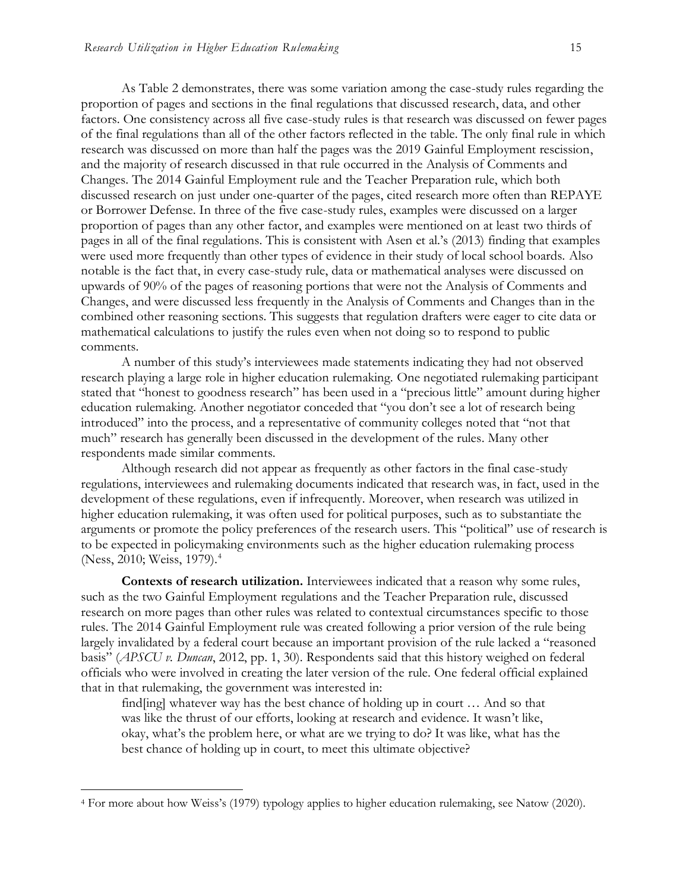As Table 2 demonstrates, there was some variation among the case-study rules regarding the proportion of pages and sections in the final regulations that discussed research, data, and other factors. One consistency across all five case-study rules is that research was discussed on fewer pages of the final regulations than all of the other factors reflected in the table. The only final rule in which research was discussed on more than half the pages was the 2019 Gainful Employment rescission, and the majority of research discussed in that rule occurred in the Analysis of Comments and Changes. The 2014 Gainful Employment rule and the Teacher Preparation rule, which both discussed research on just under one-quarter of the pages, cited research more often than REPAYE or Borrower Defense. In three of the five case-study rules, examples were discussed on a larger proportion of pages than any other factor, and examples were mentioned on at least two thirds of pages in all of the final regulations. This is consistent with Asen et al.'s (2013) finding that examples were used more frequently than other types of evidence in their study of local school boards. Also notable is the fact that, in every case-study rule, data or mathematical analyses were discussed on upwards of 90% of the pages of reasoning portions that were not the Analysis of Comments and Changes, and were discussed less frequently in the Analysis of Comments and Changes than in the combined other reasoning sections. This suggests that regulation drafters were eager to cite data or mathematical calculations to justify the rules even when not doing so to respond to public comments.

A number of this study's interviewees made statements indicating they had not observed research playing a large role in higher education rulemaking. One negotiated rulemaking participant stated that "honest to goodness research" has been used in a "precious little" amount during higher education rulemaking. Another negotiator conceded that "you don't see a lot of research being introduced" into the process, and a representative of community colleges noted that "not that much" research has generally been discussed in the development of the rules. Many other respondents made similar comments.

Although research did not appear as frequently as other factors in the final case-study regulations, interviewees and rulemaking documents indicated that research was, in fact, used in the development of these regulations, even if infrequently. Moreover, when research was utilized in higher education rulemaking, it was often used for political purposes, such as to substantiate the arguments or promote the policy preferences of the research users. This "political" use of research is to be expected in policymaking environments such as the higher education rulemaking process (Ness, 2010; Weiss, 1979).[4]

**Contexts of research utilization.** Interviewees indicated that a reason why some rules, such as the two Gainful Employment regulations and the Teacher Preparation rule, discussed research on more pages than other rules was related to contextual circumstances specific to those rules. The 2014 Gainful Employment rule was created following a prior version of the rule being largely invalidated by a federal court because an important provision of the rule lacked a "reasoned basis" (*APSCU v. Duncan*, 2012, pp. 1, 30). Respondents said that this history weighed on federal officials who were involved in creating the later version of the rule. One federal official explained that in that rulemaking, the government was interested in:

> find[ing] whatever way has the best chance of holding up in court … And so that was like the thrust of our efforts, looking at research and evidence. It wasn't like, okay, what's the problem here, or what are we trying to do? It was like, what has the best chance of holding up in court, to meet this ultimate objective?

[4] For more about how Weiss's (1979) typology applies to higher education rulemaking, see Natow (2020).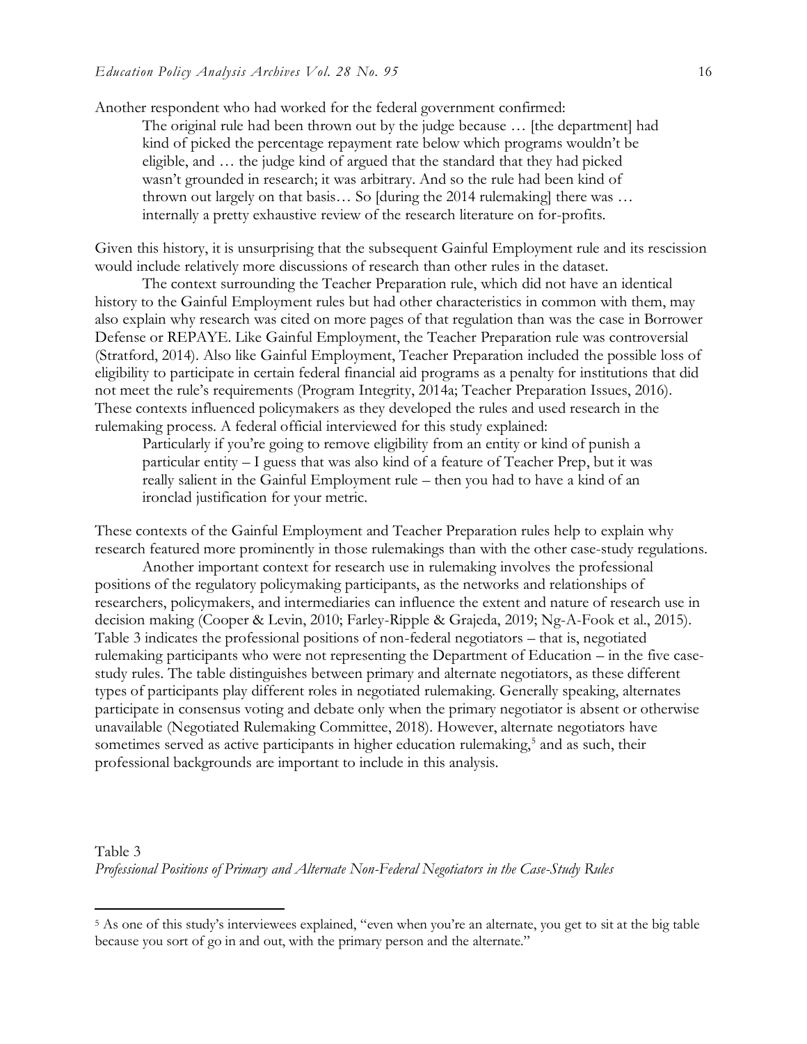Another respondent who had worked for the federal government confirmed:

> The original rule had been thrown out by the judge because … [the department] had kind of picked the percentage repayment rate below which programs wouldn't be eligible, and … the judge kind of argued that the standard that they had picked wasn't grounded in research; it was arbitrary. And so the rule had been kind of thrown out largely on that basis… So [during the 2014 rulemaking] there was … internally a pretty exhaustive review of the research literature on for-profits.

Given this history, it is unsurprising that the subsequent Gainful Employment rule and its rescission would include relatively more discussions of research than other rules in the dataset.

The context surrounding the Teacher Preparation rule, which did not have an identical history to the Gainful Employment rules but had other characteristics in common with them, may also explain why research was cited on more pages of that regulation than was the case in Borrower Defense or REPAYE. Like Gainful Employment, the Teacher Preparation rule was controversial (Stratford, 2014). Also like Gainful Employment, Teacher Preparation included the possible loss of eligibility to participate in certain federal financial aid programs as a penalty for institutions that did not meet the rule's requirements (Program Integrity, 2014a; Teacher Preparation Issues, 2016). These contexts influenced policymakers as they developed the rules and used research in the rulemaking process. A federal official interviewed for this study explained:

> Particularly if you're going to remove eligibility from an entity or kind of punish a particular entity – I guess that was also kind of a feature of Teacher Prep, but it was really salient in the Gainful Employment rule – then you had to have a kind of an ironclad justification for your metric.

These contexts of the Gainful Employment and Teacher Preparation rules help to explain why research featured more prominently in those rulemakings than with the other case-study regulations.

Another important context for research use in rulemaking involves the professional positions of the regulatory policymaking participants, as the networks and relationships of researchers, policymakers, and intermediaries can influence the extent and nature of research use in decision making (Cooper & Levin, 2010; Farley-Ripple & Grajeda, 2019; Ng-A-Fook et al., 2015). Table 3 indicates the professional positions of non-federal negotiators – that is, negotiated rulemaking participants who were not representing the Department of Education – in the five case-study rules. The table distinguishes between primary and alternate negotiators, as these different types of participants play different roles in negotiated rulemaking. Generally speaking, alternates participate in consensus voting and debate only when the primary negotiator is absent or otherwise unavailable (Negotiated Rulemaking Committee, 2018). However, alternate negotiators have sometimes served as active participants in higher education rulemaking,[5] and as such, their professional backgrounds are important to include in this analysis.

Table 3
*Professional Positions of Primary and Alternate Non-Federal Negotiators in the Case-Study Rules*

[5] As one of this study's interviewees explained, "even when you're an alternate, you get to sit at the big table because you sort of go in and out, with the primary person and the alternate."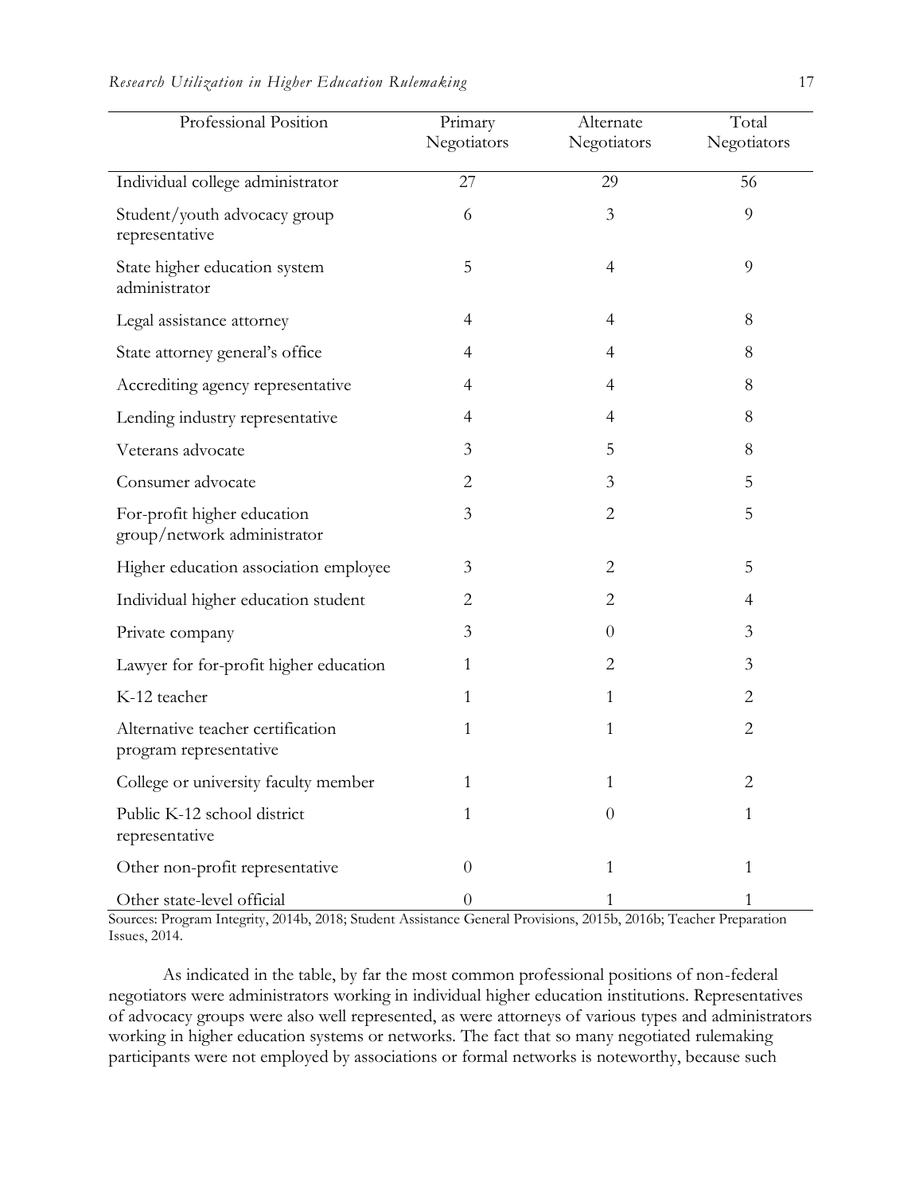| Professional Position | Primary Negotiators | Alternate Negotiators | Total Negotiators |
|---|---|---|---|
| Individual college administrator | 27 | 29 | 56 |
| Student/youth advocacy group representative | 6 | 3 | 9 |
| State higher education system administrator | 5 | 4 | 9 |
| Legal assistance attorney | 4 | 4 | 8 |
| State attorney general's office | 4 | 4 | 8 |
| Accrediting agency representative | 4 | 4 | 8 |
| Lending industry representative | 4 | 4 | 8 |
| Veterans advocate | 3 | 5 | 8 |
| Consumer advocate | 2 | 3 | 5 |
| For-profit higher education group/network administrator | 3 | 2 | 5 |
| Higher education association employee | 3 | 2 | 5 |
| Individual higher education student | 2 | 2 | 4 |
| Private company | 3 | 0 | 3 |
| Lawyer for for-profit higher education | 1 | 2 | 3 |
| K-12 teacher | 1 | 1 | 2 |
| Alternative teacher certification program representative | 1 | 1 | 2 |
| College or university faculty member | 1 | 1 | 2 |
| Public K-12 school district representative | 1 | 0 | 1 |
| Other non-profit representative | 0 | 1 | 1 |
| Other state-level official | 0 | 1 | 1 |

Sources: Program Integrity, 2014b, 2018; Student Assistance General Provisions, 2015b, 2016b; Teacher Preparation Issues, 2014.

As indicated in the table, by far the most common professional positions of non-federal negotiators were administrators working in individual higher education institutions. Representatives of advocacy groups were also well represented, as were attorneys of various types and administrators working in higher education systems or networks. The fact that so many negotiated rulemaking participants were not employed by associations or formal networks is noteworthy, because such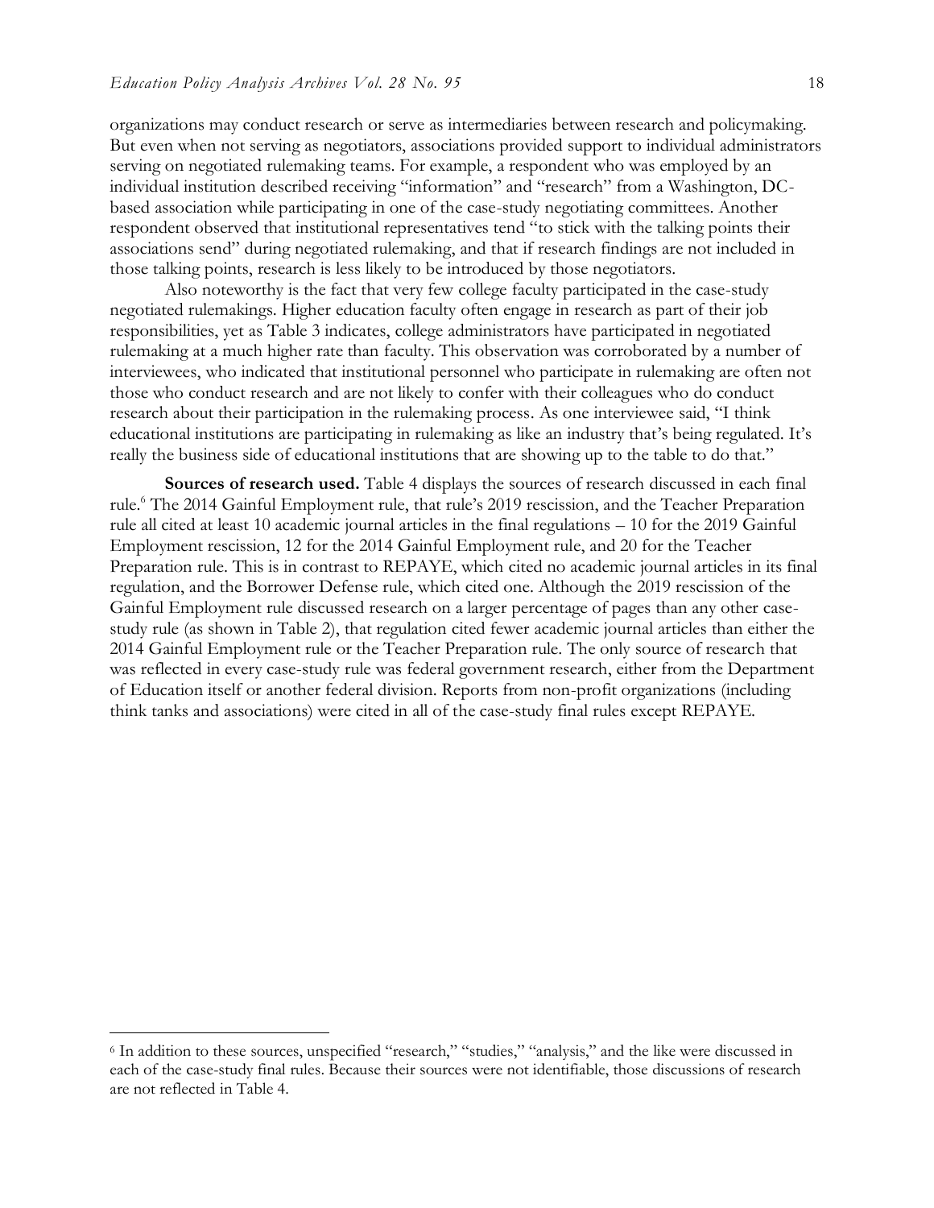organizations may conduct research or serve as intermediaries between research and policymaking. But even when not serving as negotiators, associations provided support to individual administrators serving on negotiated rulemaking teams. For example, a respondent who was employed by an individual institution described receiving "information" and "research" from a Washington, DC-based association while participating in one of the case-study negotiating committees. Another respondent observed that institutional representatives tend "to stick with the talking points their associations send" during negotiated rulemaking, and that if research findings are not included in those talking points, research is less likely to be introduced by those negotiators.

Also noteworthy is the fact that very few college faculty participated in the case-study negotiated rulemakings. Higher education faculty often engage in research as part of their job responsibilities, yet as Table 3 indicates, college administrators have participated in negotiated rulemaking at a much higher rate than faculty. This observation was corroborated by a number of interviewees, who indicated that institutional personnel who participate in rulemaking are often not those who conduct research and are not likely to confer with their colleagues who do conduct research about their participation in the rulemaking process. As one interviewee said, "I think educational institutions are participating in rulemaking as like an industry that's being regulated. It's really the business side of educational institutions that are showing up to the table to do that."

**Sources of research used.** Table 4 displays the sources of research discussed in each final rule.[6] The 2014 Gainful Employment rule, that rule's 2019 rescission, and the Teacher Preparation rule all cited at least 10 academic journal articles in the final regulations – 10 for the 2019 Gainful Employment rescission, 12 for the 2014 Gainful Employment rule, and 20 for the Teacher Preparation rule. This is in contrast to REPAYE, which cited no academic journal articles in its final regulation, and the Borrower Defense rule, which cited one. Although the 2019 rescission of the Gainful Employment rule discussed research on a larger percentage of pages than any other case-study rule (as shown in Table 2), that regulation cited fewer academic journal articles than either the 2014 Gainful Employment rule or the Teacher Preparation rule. The only source of research that was reflected in every case-study rule was federal government research, either from the Department of Education itself or another federal division. Reports from non-profit organizations (including think tanks and associations) were cited in all of the case-study final rules except REPAYE.

[6] In addition to these sources, unspecified "research," "studies," "analysis," and the like were discussed in each of the case-study final rules. Because their sources were not identifiable, those discussions of research are not reflected in Table 4.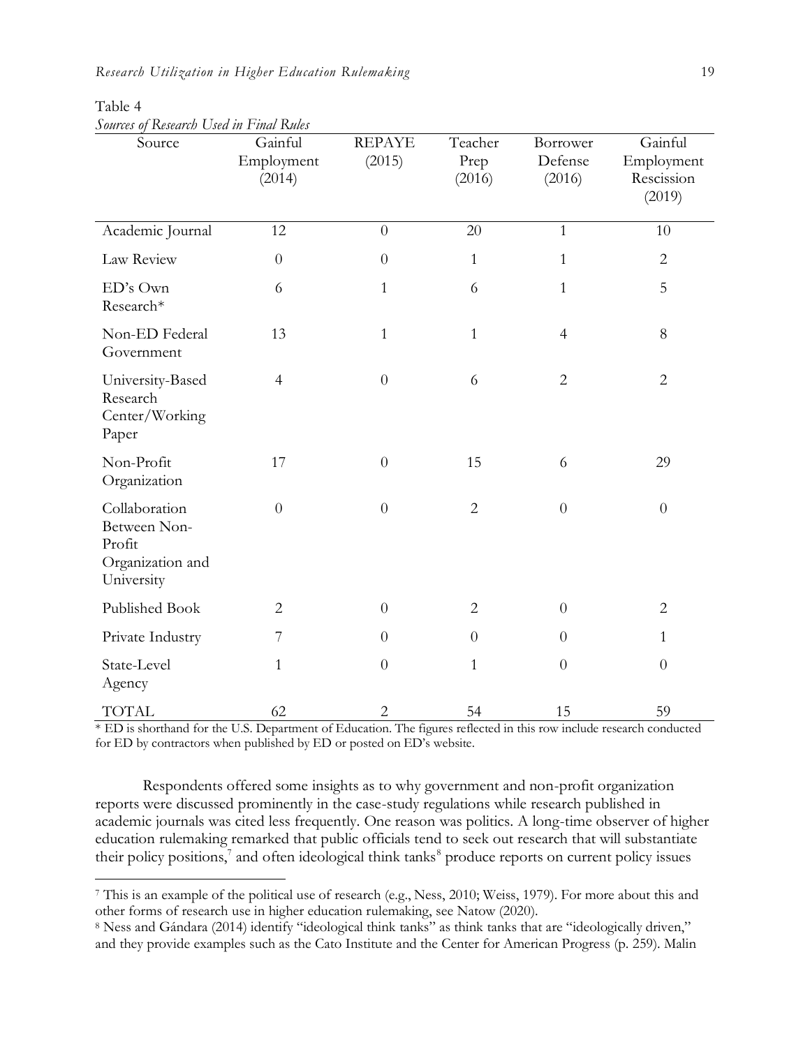Table 4

*Sources of Research Used in Final Rules*

| Source | Gainful Employment (2014) | REPAYE (2015) | Teacher Prep (2016) | Borrower Defense (2016) | Gainful Employment Rescission (2019) |
|---|---|---|---|---|---|
| Academic Journal | 12 | 0 | 20 | 1 | 10 |
| Law Review | 0 | 0 | 1 | 1 | 2 |
| ED's Own Research* | 6 | 1 | 6 | 1 | 5 |
| Non-ED Federal Government | 13 | 1 | 1 | 4 | 8 |
| University-Based Research Center/Working Paper | 4 | 0 | 6 | 2 | 2 |
| Non-Profit Organization | 17 | 0 | 15 | 6 | 29 |
| Collaboration Between Non-Profit Organization and University | 0 | 0 | 2 | 0 | 0 |
| Published Book | 2 | 0 | 2 | 0 | 2 |
| Private Industry | 7 | 0 | 0 | 0 | 1 |
| State-Level Agency | 1 | 0 | 1 | 0 | 0 |
| TOTAL | 62 | 2 | 54 | 15 | 59 |

\* ED is shorthand for the U.S. Department of Education. The figures reflected in this row include research conducted for ED by contractors when published by ED or posted on ED's website.

Respondents offered some insights as to why government and non-profit organization reports were discussed prominently in the case-study regulations while research published in academic journals was cited less frequently. One reason was politics. A long-time observer of higher education rulemaking remarked that public officials tend to seek out research that will substantiate their policy positions,[7] and often ideological think tanks[8] produce reports on current policy issues

[7] This is an example of the political use of research (e.g., Ness, 2010; Weiss, 1979). For more about this and other forms of research use in higher education rulemaking, see Natow (2020).

[8] Ness and Gándara (2014) identify "ideological think tanks" as think tanks that are "ideologically driven," and they provide examples such as the Cato Institute and the Center for American Progress (p. 259). Malin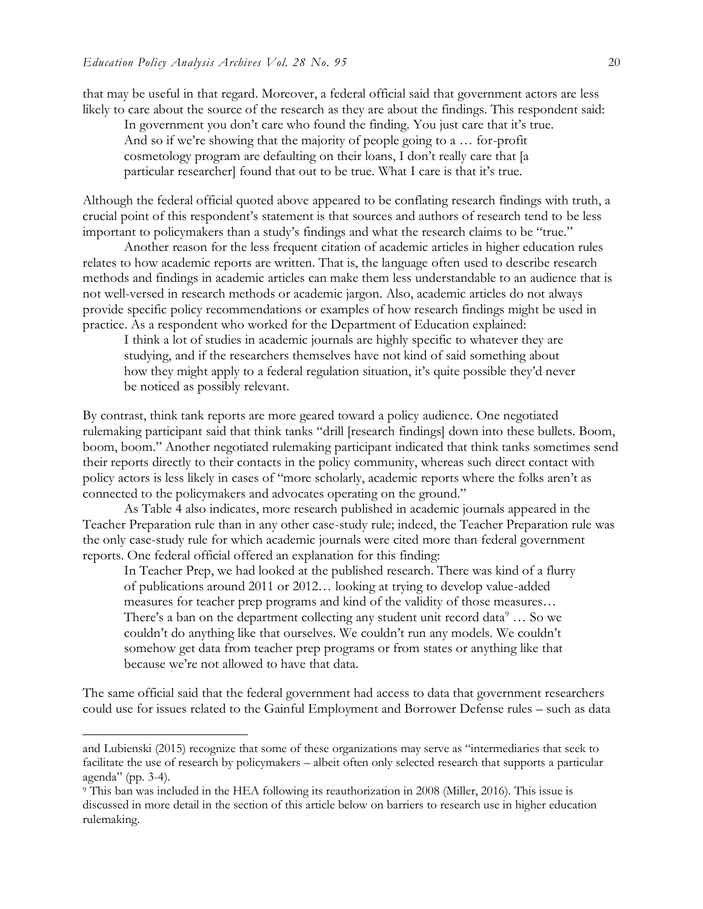that may be useful in that regard. Moreover, a federal official said that government actors are less likely to care about the source of the research as they are about the findings. This respondent said:

> In government you don't care who found the finding. You just care that it's true. And so if we're showing that the majority of people going to a … for-profit cosmetology program are defaulting on their loans, I don't really care that [a particular researcher] found that out to be true. What I care is that it's true.

Although the federal official quoted above appeared to be conflating research findings with truth, a crucial point of this respondent's statement is that sources and authors of research tend to be less important to policymakers than a study's findings and what the research claims to be "true."

Another reason for the less frequent citation of academic articles in higher education rules relates to how academic reports are written. That is, the language often used to describe research methods and findings in academic articles can make them less understandable to an audience that is not well-versed in research methods or academic jargon. Also, academic articles do not always provide specific policy recommendations or examples of how research findings might be used in practice. As a respondent who worked for the Department of Education explained:

> I think a lot of studies in academic journals are highly specific to whatever they are studying, and if the researchers themselves have not kind of said something about how they might apply to a federal regulation situation, it's quite possible they'd never be noticed as possibly relevant.

By contrast, think tank reports are more geared toward a policy audience. One negotiated rulemaking participant said that think tanks "drill [research findings] down into these bullets. Boom, boom, boom." Another negotiated rulemaking participant indicated that think tanks sometimes send their reports directly to their contacts in the policy community, whereas such direct contact with policy actors is less likely in cases of "more scholarly, academic reports where the folks aren't as connected to the policymakers and advocates operating on the ground."

As Table 4 also indicates, more research published in academic journals appeared in the Teacher Preparation rule than in any other case-study rule; indeed, the Teacher Preparation rule was the only case-study rule for which academic journals were cited more than federal government reports. One federal official offered an explanation for this finding:

> In Teacher Prep, we had looked at the published research. There was kind of a flurry of publications around 2011 or 2012… looking at trying to develop value-added measures for teacher prep programs and kind of the validity of those measures… There's a ban on the department collecting any student unit record data[9] … So we couldn't do anything like that ourselves. We couldn't run any models. We couldn't somehow get data from teacher prep programs or from states or anything like that because we're not allowed to have that data.

The same official said that the federal government had access to data that government researchers could use for issues related to the Gainful Employment and Borrower Defense rules – such as data

---

and Lubienski (2015) recognize that some of these organizations may serve as "intermediaries that seek to facilitate the use of research by policymakers – albeit often only selected research that supports a particular agenda" (pp. 3-4).

[9] This ban was included in the HEA following its reauthorization in 2008 (Miller, 2016). This issue is discussed in more detail in the section of this article below on barriers to research use in higher education rulemaking.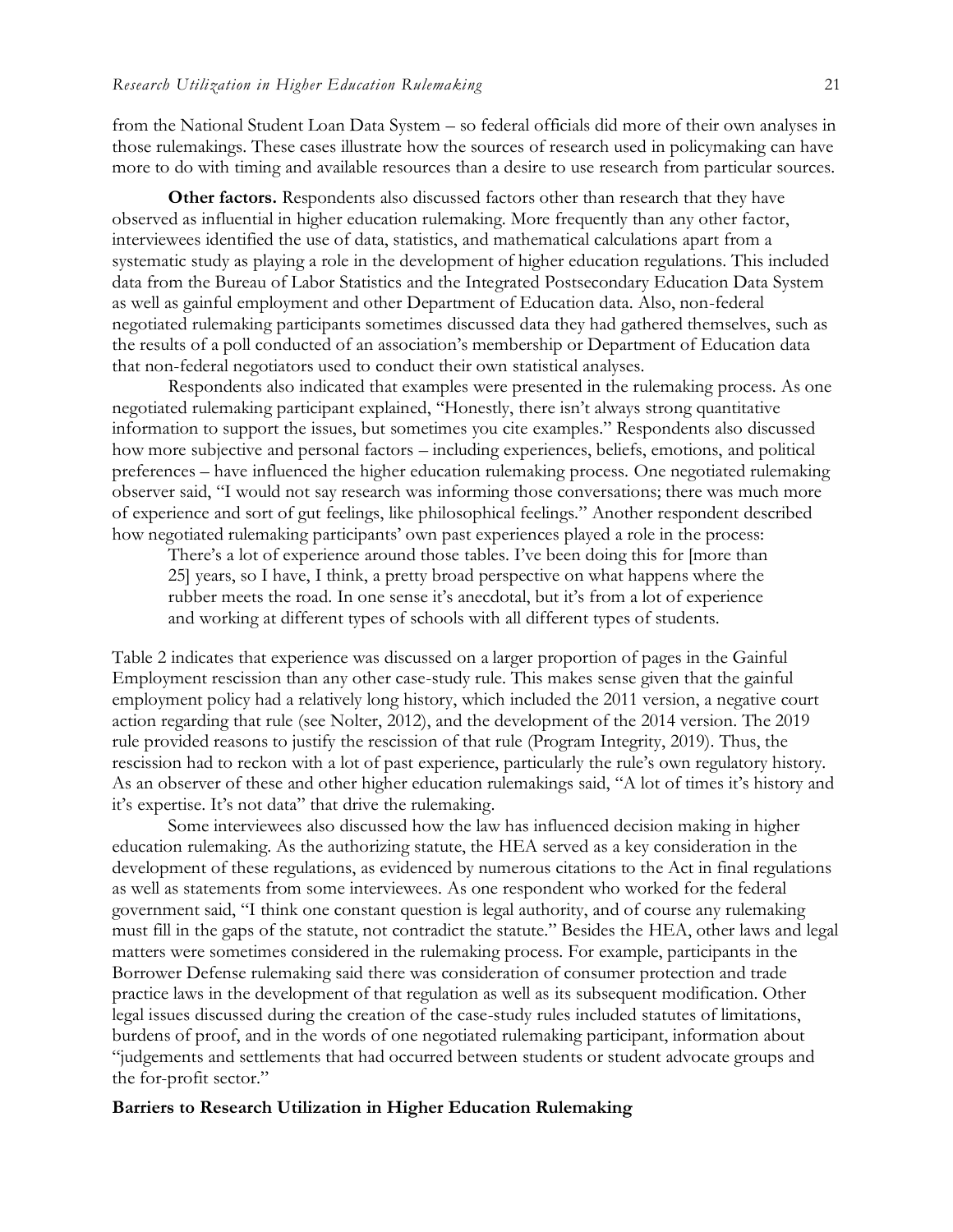from the National Student Loan Data System – so federal officials did more of their own analyses in those rulemakings. These cases illustrate how the sources of research used in policymaking can have more to do with timing and available resources than a desire to use research from particular sources.

**Other factors.** Respondents also discussed factors other than research that they have observed as influential in higher education rulemaking. More frequently than any other factor, interviewees identified the use of data, statistics, and mathematical calculations apart from a systematic study as playing a role in the development of higher education regulations. This included data from the Bureau of Labor Statistics and the Integrated Postsecondary Education Data System as well as gainful employment and other Department of Education data. Also, non-federal negotiated rulemaking participants sometimes discussed data they had gathered themselves, such as the results of a poll conducted of an association's membership or Department of Education data that non-federal negotiators used to conduct their own statistical analyses.

Respondents also indicated that examples were presented in the rulemaking process. As one negotiated rulemaking participant explained, "Honestly, there isn't always strong quantitative information to support the issues, but sometimes you cite examples." Respondents also discussed how more subjective and personal factors – including experiences, beliefs, emotions, and political preferences – have influenced the higher education rulemaking process. One negotiated rulemaking observer said, "I would not say research was informing those conversations; there was much more of experience and sort of gut feelings, like philosophical feelings." Another respondent described how negotiated rulemaking participants' own past experiences played a role in the process:

> There's a lot of experience around those tables. I've been doing this for [more than 25] years, so I have, I think, a pretty broad perspective on what happens where the rubber meets the road. In one sense it's anecdotal, but it's from a lot of experience and working at different types of schools with all different types of students.

Table 2 indicates that experience was discussed on a larger proportion of pages in the Gainful Employment rescission than any other case-study rule. This makes sense given that the gainful employment policy had a relatively long history, which included the 2011 version, a negative court action regarding that rule (see Nolter, 2012), and the development of the 2014 version. The 2019 rule provided reasons to justify the rescission of that rule (Program Integrity, 2019). Thus, the rescission had to reckon with a lot of past experience, particularly the rule's own regulatory history. As an observer of these and other higher education rulemakings said, "A lot of times it's history and it's expertise. It's not data" that drive the rulemaking.

Some interviewees also discussed how the law has influenced decision making in higher education rulemaking. As the authorizing statute, the HEA served as a key consideration in the development of these regulations, as evidenced by numerous citations to the Act in final regulations as well as statements from some interviewees. As one respondent who worked for the federal government said, "I think one constant question is legal authority, and of course any rulemaking must fill in the gaps of the statute, not contradict the statute." Besides the HEA, other laws and legal matters were sometimes considered in the rulemaking process. For example, participants in the Borrower Defense rulemaking said there was consideration of consumer protection and trade practice laws in the development of that regulation as well as its subsequent modification. Other legal issues discussed during the creation of the case-study rules included statutes of limitations, burdens of proof, and in the words of one negotiated rulemaking participant, information about "judgements and settlements that had occurred between students or student advocate groups and the for-profit sector."

**Barriers to Research Utilization in Higher Education Rulemaking**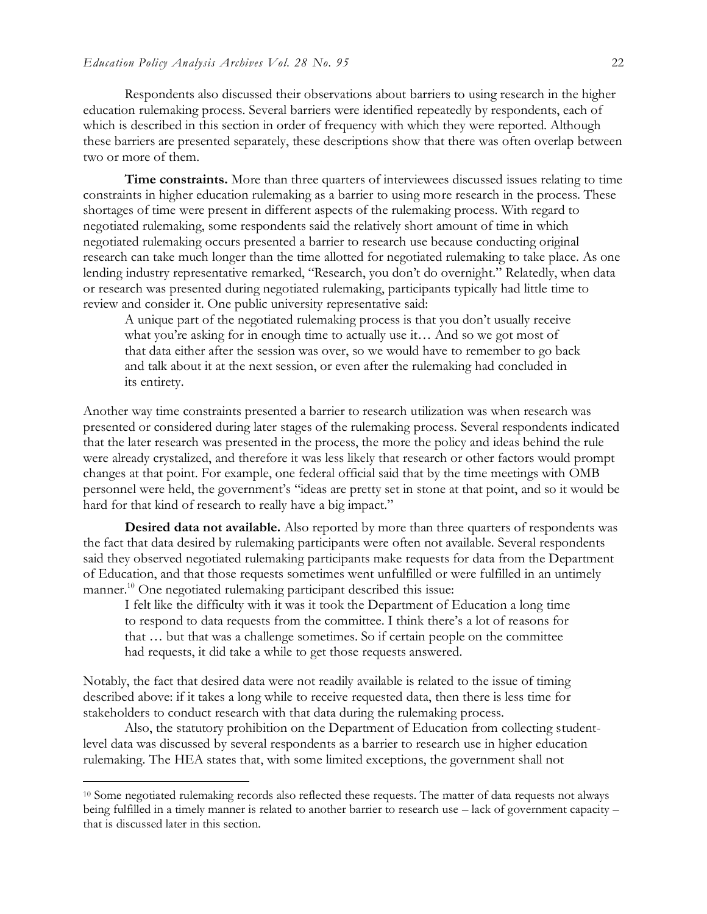Respondents also discussed their observations about barriers to using research in the higher education rulemaking process. Several barriers were identified repeatedly by respondents, each of which is described in this section in order of frequency with which they were reported. Although these barriers are presented separately, these descriptions show that there was often overlap between two or more of them.

**Time constraints.** More than three quarters of interviewees discussed issues relating to time constraints in higher education rulemaking as a barrier to using more research in the process. These shortages of time were present in different aspects of the rulemaking process. With regard to negotiated rulemaking, some respondents said the relatively short amount of time in which negotiated rulemaking occurs presented a barrier to research use because conducting original research can take much longer than the time allotted for negotiated rulemaking to take place. As one lending industry representative remarked, "Research, you don't do overnight." Relatedly, when data or research was presented during negotiated rulemaking, participants typically had little time to review and consider it. One public university representative said:

> A unique part of the negotiated rulemaking process is that you don't usually receive what you're asking for in enough time to actually use it… And so we got most of that data either after the session was over, so we would have to remember to go back and talk about it at the next session, or even after the rulemaking had concluded in its entirety.

Another way time constraints presented a barrier to research utilization was when research was presented or considered during later stages of the rulemaking process. Several respondents indicated that the later research was presented in the process, the more the policy and ideas behind the rule were already crystalized, and therefore it was less likely that research or other factors would prompt changes at that point. For example, one federal official said that by the time meetings with OMB personnel were held, the government's "ideas are pretty set in stone at that point, and so it would be hard for that kind of research to really have a big impact."

**Desired data not available.** Also reported by more than three quarters of respondents was the fact that data desired by rulemaking participants were often not available. Several respondents said they observed negotiated rulemaking participants make requests for data from the Department of Education, and that those requests sometimes went unfulfilled or were fulfilled in an untimely manner.[10] One negotiated rulemaking participant described this issue:

> I felt like the difficulty with it was it took the Department of Education a long time to respond to data requests from the committee. I think there's a lot of reasons for that … but that was a challenge sometimes. So if certain people on the committee had requests, it did take a while to get those requests answered.

Notably, the fact that desired data were not readily available is related to the issue of timing described above: if it takes a long while to receive requested data, then there is less time for stakeholders to conduct research with that data during the rulemaking process.

Also, the statutory prohibition on the Department of Education from collecting student-level data was discussed by several respondents as a barrier to research use in higher education rulemaking. The HEA states that, with some limited exceptions, the government shall not

[10] Some negotiated rulemaking records also reflected these requests. The matter of data requests not always being fulfilled in a timely manner is related to another barrier to research use – lack of government capacity – that is discussed later in this section.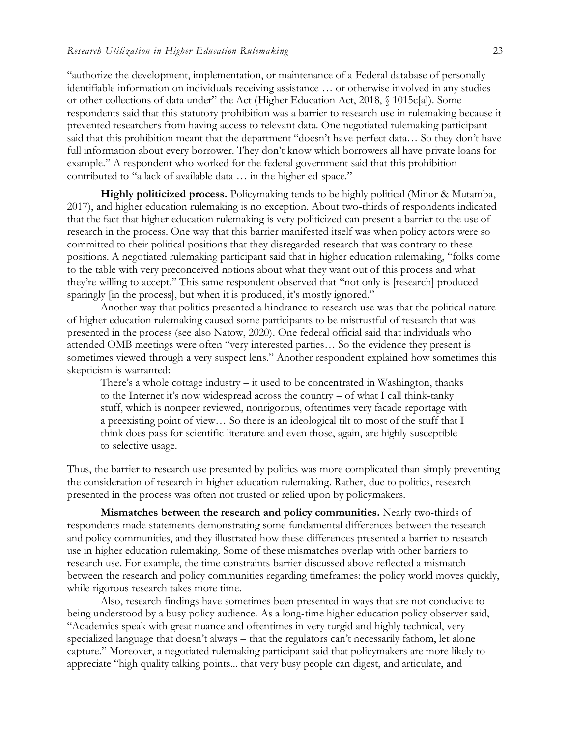"authorize the development, implementation, or maintenance of a Federal database of personally identifiable information on individuals receiving assistance … or otherwise involved in any studies or other collections of data under" the Act (Higher Education Act, 2018, § 1015c[a]). Some respondents said that this statutory prohibition was a barrier to research use in rulemaking because it prevented researchers from having access to relevant data. One negotiated rulemaking participant said that this prohibition meant that the department "doesn't have perfect data… So they don't have full information about every borrower. They don't know which borrowers all have private loans for example." A respondent who worked for the federal government said that this prohibition contributed to "a lack of available data … in the higher ed space."

**Highly politicized process.** Policymaking tends to be highly political (Minor & Mutamba, 2017), and higher education rulemaking is no exception. About two-thirds of respondents indicated that the fact that higher education rulemaking is very politicized can present a barrier to the use of research in the process. One way that this barrier manifested itself was when policy actors were so committed to their political positions that they disregarded research that was contrary to these positions. A negotiated rulemaking participant said that in higher education rulemaking, "folks come to the table with very preconceived notions about what they want out of this process and what they're willing to accept." This same respondent observed that "not only is [research] produced sparingly [in the process], but when it is produced, it's mostly ignored."

Another way that politics presented a hindrance to research use was that the political nature of higher education rulemaking caused some participants to be mistrustful of research that was presented in the process (see also Natow, 2020). One federal official said that individuals who attended OMB meetings were often "very interested parties… So the evidence they present is sometimes viewed through a very suspect lens." Another respondent explained how sometimes this skepticism is warranted:

> There's a whole cottage industry – it used to be concentrated in Washington, thanks to the Internet it's now widespread across the country – of what I call think-tanky stuff, which is nonpeer reviewed, nonrigorous, oftentimes very facade reportage with a preexisting point of view… So there is an ideological tilt to most of the stuff that I think does pass for scientific literature and even those, again, are highly susceptible to selective usage.

Thus, the barrier to research use presented by politics was more complicated than simply preventing the consideration of research in higher education rulemaking. Rather, due to politics, research presented in the process was often not trusted or relied upon by policymakers.

**Mismatches between the research and policy communities.** Nearly two-thirds of respondents made statements demonstrating some fundamental differences between the research and policy communities, and they illustrated how these differences presented a barrier to research use in higher education rulemaking. Some of these mismatches overlap with other barriers to research use. For example, the time constraints barrier discussed above reflected a mismatch between the research and policy communities regarding timeframes: the policy world moves quickly, while rigorous research takes more time.

Also, research findings have sometimes been presented in ways that are not conducive to being understood by a busy policy audience. As a long-time higher education policy observer said, "Academics speak with great nuance and oftentimes in very turgid and highly technical, very specialized language that doesn't always – that the regulators can't necessarily fathom, let alone capture." Moreover, a negotiated rulemaking participant said that policymakers are more likely to appreciate "high quality talking points... that very busy people can digest, and articulate, and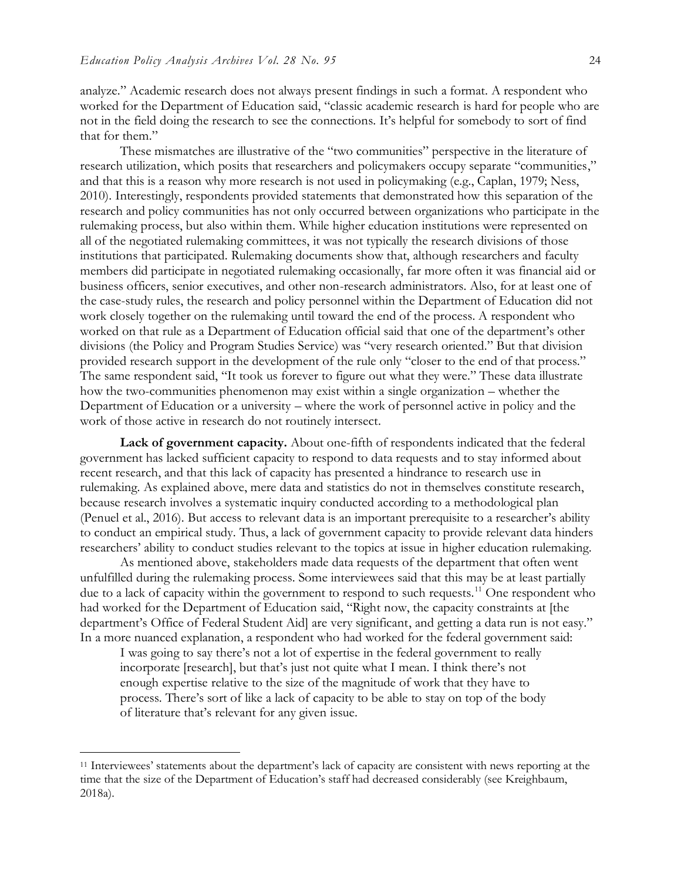analyze." Academic research does not always present findings in such a format. A respondent who worked for the Department of Education said, "classic academic research is hard for people who are not in the field doing the research to see the connections. It's helpful for somebody to sort of find that for them."

These mismatches are illustrative of the "two communities" perspective in the literature of research utilization, which posits that researchers and policymakers occupy separate "communities," and that this is a reason why more research is not used in policymaking (e.g., Caplan, 1979; Ness, 2010). Interestingly, respondents provided statements that demonstrated how this separation of the research and policy communities has not only occurred between organizations who participate in the rulemaking process, but also within them. While higher education institutions were represented on all of the negotiated rulemaking committees, it was not typically the research divisions of those institutions that participated. Rulemaking documents show that, although researchers and faculty members did participate in negotiated rulemaking occasionally, far more often it was financial aid or business officers, senior executives, and other non-research administrators. Also, for at least one of the case-study rules, the research and policy personnel within the Department of Education did not work closely together on the rulemaking until toward the end of the process. A respondent who worked on that rule as a Department of Education official said that one of the department's other divisions (the Policy and Program Studies Service) was "very research oriented." But that division provided research support in the development of the rule only "closer to the end of that process." The same respondent said, "It took us forever to figure out what they were." These data illustrate how the two-communities phenomenon may exist within a single organization – whether the Department of Education or a university – where the work of personnel active in policy and the work of those active in research do not routinely intersect.

**Lack of government capacity.** About one-fifth of respondents indicated that the federal government has lacked sufficient capacity to respond to data requests and to stay informed about recent research, and that this lack of capacity has presented a hindrance to research use in rulemaking. As explained above, mere data and statistics do not in themselves constitute research, because research involves a systematic inquiry conducted according to a methodological plan (Penuel et al., 2016). But access to relevant data is an important prerequisite to a researcher's ability to conduct an empirical study. Thus, a lack of government capacity to provide relevant data hinders researchers' ability to conduct studies relevant to the topics at issue in higher education rulemaking.

As mentioned above, stakeholders made data requests of the department that often went unfulfilled during the rulemaking process. Some interviewees said that this may be at least partially due to a lack of capacity within the government to respond to such requests.[11] One respondent who had worked for the Department of Education said, "Right now, the capacity constraints at [the department's Office of Federal Student Aid] are very significant, and getting a data run is not easy." In a more nuanced explanation, a respondent who had worked for the federal government said:

> I was going to say there's not a lot of expertise in the federal government to really incorporate [research], but that's just not quite what I mean. I think there's not enough expertise relative to the size of the magnitude of work that they have to process. There's sort of like a lack of capacity to be able to stay on top of the body of literature that's relevant for any given issue.

---

[11] Interviewees' statements about the department's lack of capacity are consistent with news reporting at the time that the size of the Department of Education's staff had decreased considerably (see Kreighbaum, 2018a).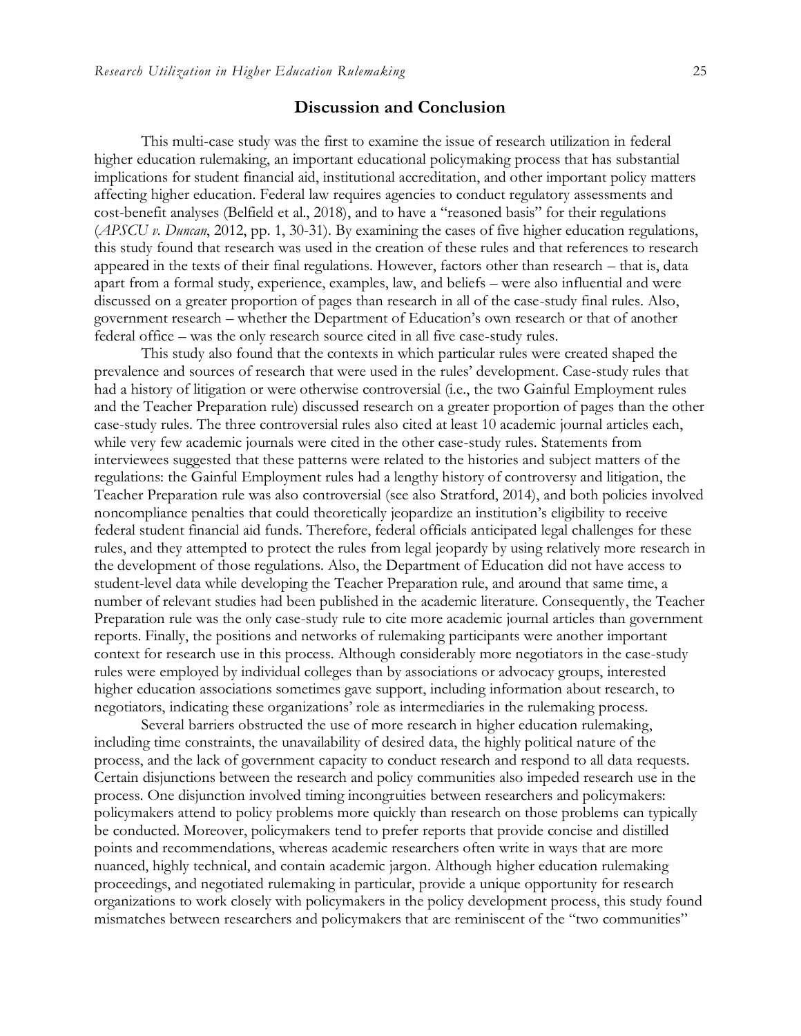## Discussion and Conclusion

This multi-case study was the first to examine the issue of research utilization in federal higher education rulemaking, an important educational policymaking process that has substantial implications for student financial aid, institutional accreditation, and other important policy matters affecting higher education. Federal law requires agencies to conduct regulatory assessments and cost-benefit analyses (Belfield et al., 2018), and to have a "reasoned basis" for their regulations (*APSCU v. Duncan*, 2012, pp. 1, 30-31). By examining the cases of five higher education regulations, this study found that research was used in the creation of these rules and that references to research appeared in the texts of their final regulations. However, factors other than research – that is, data apart from a formal study, experience, examples, law, and beliefs – were also influential and were discussed on a greater proportion of pages than research in all of the case-study final rules. Also, government research – whether the Department of Education's own research or that of another federal office – was the only research source cited in all five case-study rules.

This study also found that the contexts in which particular rules were created shaped the prevalence and sources of research that were used in the rules' development. Case-study rules that had a history of litigation or were otherwise controversial (i.e., the two Gainful Employment rules and the Teacher Preparation rule) discussed research on a greater proportion of pages than the other case-study rules. The three controversial rules also cited at least 10 academic journal articles each, while very few academic journals were cited in the other case-study rules. Statements from interviewees suggested that these patterns were related to the histories and subject matters of the regulations: the Gainful Employment rules had a lengthy history of controversy and litigation, the Teacher Preparation rule was also controversial (see also Stratford, 2014), and both policies involved noncompliance penalties that could theoretically jeopardize an institution's eligibility to receive federal student financial aid funds. Therefore, federal officials anticipated legal challenges for these rules, and they attempted to protect the rules from legal jeopardy by using relatively more research in the development of those regulations. Also, the Department of Education did not have access to student-level data while developing the Teacher Preparation rule, and around that same time, a number of relevant studies had been published in the academic literature. Consequently, the Teacher Preparation rule was the only case-study rule to cite more academic journal articles than government reports. Finally, the positions and networks of rulemaking participants were another important context for research use in this process. Although considerably more negotiators in the case-study rules were employed by individual colleges than by associations or advocacy groups, interested higher education associations sometimes gave support, including information about research, to negotiators, indicating these organizations' role as intermediaries in the rulemaking process.

Several barriers obstructed the use of more research in higher education rulemaking, including time constraints, the unavailability of desired data, the highly political nature of the process, and the lack of government capacity to conduct research and respond to all data requests. Certain disjunctions between the research and policy communities also impeded research use in the process. One disjunction involved timing incongruities between researchers and policymakers: policymakers attend to policy problems more quickly than research on those problems can typically be conducted. Moreover, policymakers tend to prefer reports that provide concise and distilled points and recommendations, whereas academic researchers often write in ways that are more nuanced, highly technical, and contain academic jargon. Although higher education rulemaking proceedings, and negotiated rulemaking in particular, provide a unique opportunity for research organizations to work closely with policymakers in the policy development process, this study found mismatches between researchers and policymakers that are reminiscent of the "two communities"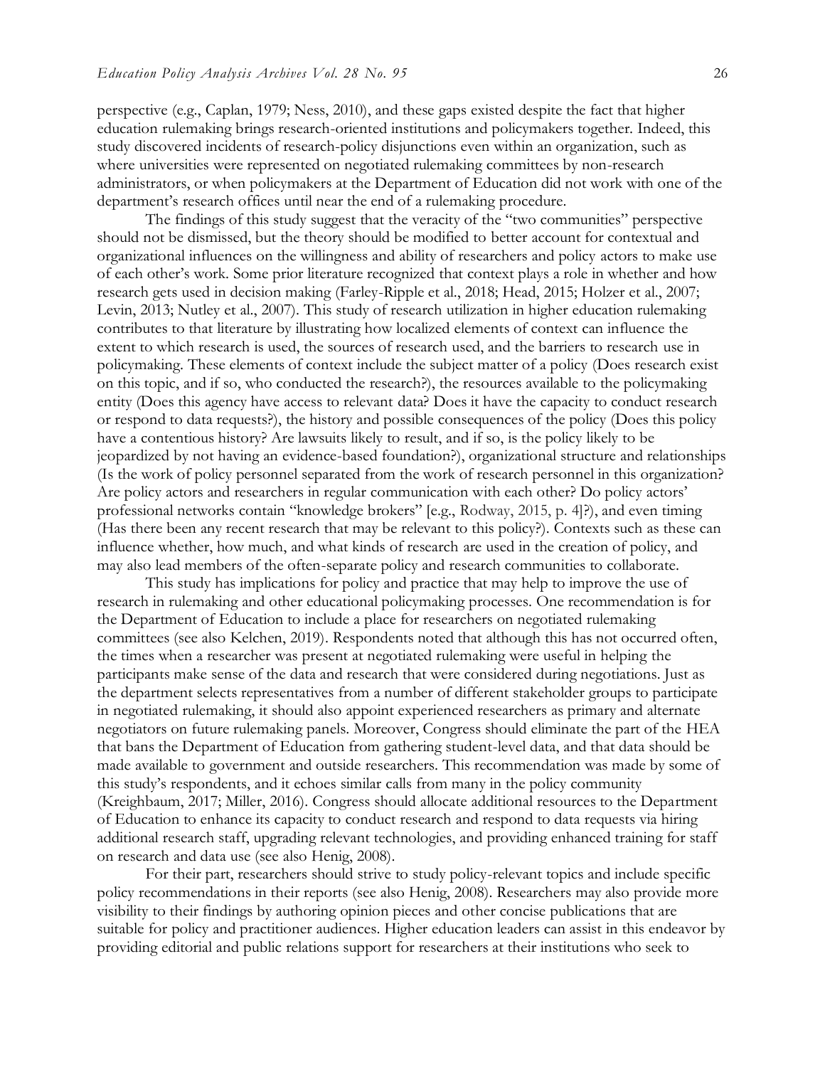perspective (e.g., Caplan, 1979; Ness, 2010), and these gaps existed despite the fact that higher education rulemaking brings research-oriented institutions and policymakers together. Indeed, this study discovered incidents of research-policy disjunctions even within an organization, such as where universities were represented on negotiated rulemaking committees by non-research administrators, or when policymakers at the Department of Education did not work with one of the department's research offices until near the end of a rulemaking procedure.

The findings of this study suggest that the veracity of the "two communities" perspective should not be dismissed, but the theory should be modified to better account for contextual and organizational influences on the willingness and ability of researchers and policy actors to make use of each other's work. Some prior literature recognized that context plays a role in whether and how research gets used in decision making (Farley-Ripple et al., 2018; Head, 2015; Holzer et al., 2007; Levin, 2013; Nutley et al., 2007). This study of research utilization in higher education rulemaking contributes to that literature by illustrating how localized elements of context can influence the extent to which research is used, the sources of research used, and the barriers to research use in policymaking. These elements of context include the subject matter of a policy (Does research exist on this topic, and if so, who conducted the research?), the resources available to the policymaking entity (Does this agency have access to relevant data? Does it have the capacity to conduct research or respond to data requests?), the history and possible consequences of the policy (Does this policy have a contentious history? Are lawsuits likely to result, and if so, is the policy likely to be jeopardized by not having an evidence-based foundation?), organizational structure and relationships (Is the work of policy personnel separated from the work of research personnel in this organization? Are policy actors and researchers in regular communication with each other? Do policy actors' professional networks contain "knowledge brokers" [e.g., Rodway, 2015, p. 4]?), and even timing (Has there been any recent research that may be relevant to this policy?). Contexts such as these can influence whether, how much, and what kinds of research are used in the creation of policy, and may also lead members of the often-separate policy and research communities to collaborate.

This study has implications for policy and practice that may help to improve the use of research in rulemaking and other educational policymaking processes. One recommendation is for the Department of Education to include a place for researchers on negotiated rulemaking committees (see also Kelchen, 2019). Respondents noted that although this has not occurred often, the times when a researcher was present at negotiated rulemaking were useful in helping the participants make sense of the data and research that were considered during negotiations. Just as the department selects representatives from a number of different stakeholder groups to participate in negotiated rulemaking, it should also appoint experienced researchers as primary and alternate negotiators on future rulemaking panels. Moreover, Congress should eliminate the part of the HEA that bans the Department of Education from gathering student-level data, and that data should be made available to government and outside researchers. This recommendation was made by some of this study's respondents, and it echoes similar calls from many in the policy community (Kreighbaum, 2017; Miller, 2016). Congress should allocate additional resources to the Department of Education to enhance its capacity to conduct research and respond to data requests via hiring additional research staff, upgrading relevant technologies, and providing enhanced training for staff on research and data use (see also Henig, 2008).

For their part, researchers should strive to study policy-relevant topics and include specific policy recommendations in their reports (see also Henig, 2008). Researchers may also provide more visibility to their findings by authoring opinion pieces and other concise publications that are suitable for policy and practitioner audiences. Higher education leaders can assist in this endeavor by providing editorial and public relations support for researchers at their institutions who seek to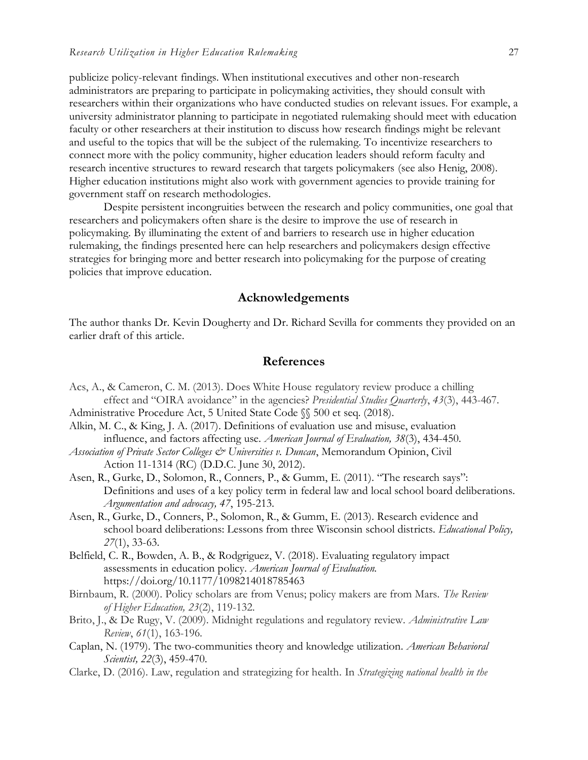publicize policy-relevant findings. When institutional executives and other non-research administrators are preparing to participate in policymaking activities, they should consult with researchers within their organizations who have conducted studies on relevant issues. For example, a university administrator planning to participate in negotiated rulemaking should meet with education faculty or other researchers at their institution to discuss how research findings might be relevant and useful to the topics that will be the subject of the rulemaking. To incentivize researchers to connect more with the policy community, higher education leaders should reform faculty and research incentive structures to reward research that targets policymakers (see also Henig, 2008). Higher education institutions might also work with government agencies to provide training for government staff on research methodologies.

Despite persistent incongruities between the research and policy communities, one goal that researchers and policymakers often share is the desire to improve the use of research in policymaking. By illuminating the extent of and barriers to research use in higher education rulemaking, the findings presented here can help researchers and policymakers design effective strategies for bringing more and better research into policymaking for the purpose of creating policies that improve education.

## Acknowledgements

The author thanks Dr. Kevin Dougherty and Dr. Richard Sevilla for comments they provided on an earlier draft of this article.

## References

Acs, A., & Cameron, C. M. (2013). Does White House regulatory review produce a chilling effect and "OIRA avoidance" in the agencies? *Presidential Studies Quarterly*, *43*(3), 443-467.

Administrative Procedure Act, 5 United State Code §§ 500 et seq. (2018).

Alkin, M. C., & King, J. A. (2017). Definitions of evaluation use and misuse, evaluation influence, and factors affecting use. *American Journal of Evaluation, 38*(3), 434-450.

*Association of Private Sector Colleges & Universities v. Duncan*, Memorandum Opinion, Civil Action 11-1314 (RC) (D.D.C. June 30, 2012).

Asen, R., Gurke, D., Solomon, R., Conners, P., & Gumm, E. (2011). "The research says": Definitions and uses of a key policy term in federal law and local school board deliberations. *Argumentation and advocacy, 47*, 195-213.

Asen, R., Gurke, D., Conners, P., Solomon, R., & Gumm, E. (2013). Research evidence and school board deliberations: Lessons from three Wisconsin school districts. *Educational Policy, 27*(1), 33-63.

Belfield, C. R., Bowden, A. B., & Rodgriguez, V. (2018). Evaluating regulatory impact assessments in education policy. *American Journal of Evaluation.* https://doi.org/10.1177/1098214018785463

Birnbaum, R. (2000). Policy scholars are from Venus; policy makers are from Mars. *The Review of Higher Education, 23*(2), 119-132.

Brito, J., & De Rugy, V. (2009). Midnight regulations and regulatory review. *Administrative Law Review*, *61*(1), 163-196.

Caplan, N. (1979). The two-communities theory and knowledge utilization. *American Behavioral Scientist, 22*(3), 459-470.

Clarke, D. (2016). Law, regulation and strategizing for health. In *Strategizing national health in the*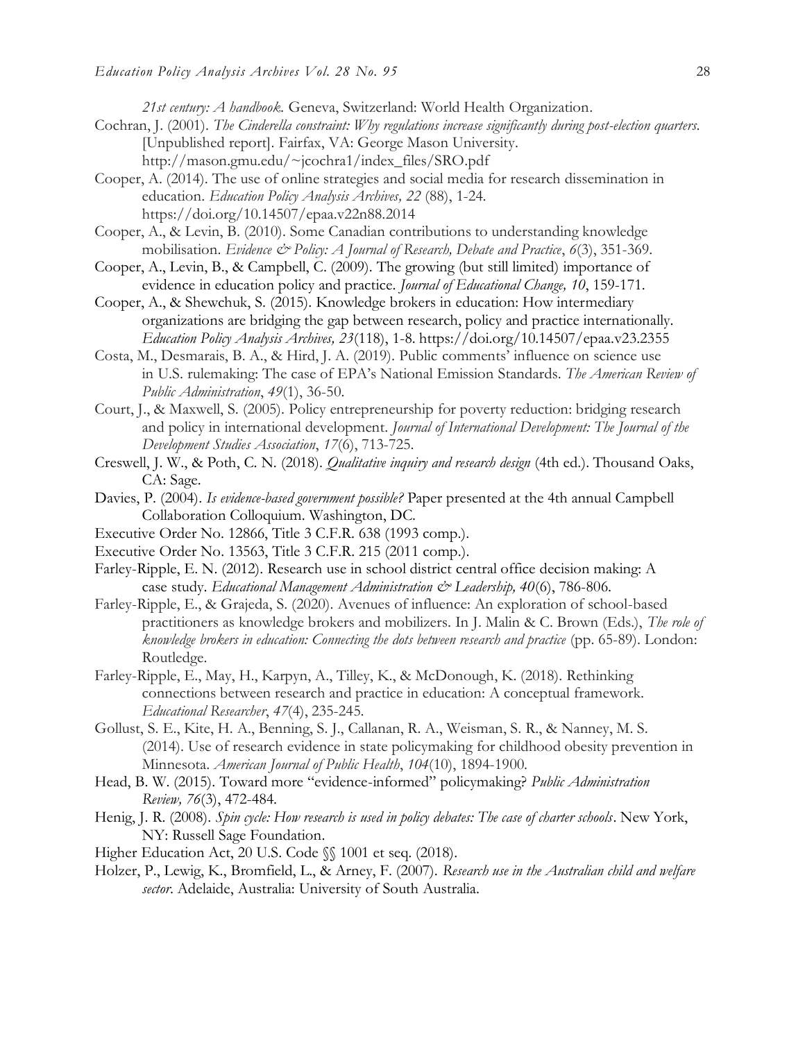*21st century: A handbook.* Geneva, Switzerland: World Health Organization.

Cochran, J. (2001). *The Cinderella constraint: Why regulations increase significantly during post-election quarters.* [Unpublished report]. Fairfax, VA: George Mason University. http://mason.gmu.edu/~jcochra1/index_files/SRO.pdf

Cooper, A. (2014). The use of online strategies and social media for research dissemination in education. *Education Policy Analysis Archives, 22* (88), 1-24. https://doi.org/10.14507/epaa.v22n88.2014

Cooper, A., & Levin, B. (2010). Some Canadian contributions to understanding knowledge mobilisation. *Evidence & Policy: A Journal of Research, Debate and Practice*, *6*(3), 351-369.

Cooper, A., Levin, B., & Campbell, C. (2009). The growing (but still limited) importance of evidence in education policy and practice. *Journal of Educational Change, 10*, 159-171.

Cooper, A., & Shewchuk, S. (2015). Knowledge brokers in education: How intermediary organizations are bridging the gap between research, policy and practice internationally. *Education Policy Analysis Archives, 23*(118), 1-8. https://doi.org/10.14507/epaa.v23.2355

Costa, M., Desmarais, B. A., & Hird, J. A. (2019). Public comments' influence on science use in U.S. rulemaking: The case of EPA's National Emission Standards. *The American Review of Public Administration*, *49*(1), 36-50.

Court, J., & Maxwell, S. (2005). Policy entrepreneurship for poverty reduction: bridging research and policy in international development. *Journal of International Development: The Journal of the Development Studies Association*, *17*(6), 713-725.

Creswell, J. W., & Poth, C. N. (2018). *Qualitative inquiry and research design* (4th ed.). Thousand Oaks, CA: Sage.

Davies, P. (2004). *Is evidence-based government possible?* Paper presented at the 4th annual Campbell Collaboration Colloquium. Washington, DC.

Executive Order No. 12866, Title 3 C.F.R. 638 (1993 comp.).

Executive Order No. 13563, Title 3 C.F.R. 215 (2011 comp.).

Farley-Ripple, E. N. (2012). Research use in school district central office decision making: A case study. *Educational Management Administration & Leadership, 40*(6), 786-806.

Farley-Ripple, E., & Grajeda, S. (2020). Avenues of influence: An exploration of school-based practitioners as knowledge brokers and mobilizers. In J. Malin & C. Brown (Eds.), *The role of knowledge brokers in education: Connecting the dots between research and practice* (pp. 65-89). London: Routledge.

Farley-Ripple, E., May, H., Karpyn, A., Tilley, K., & McDonough, K. (2018). Rethinking connections between research and practice in education: A conceptual framework. *Educational Researcher*, *47*(4), 235-245.

Gollust, S. E., Kite, H. A., Benning, S. J., Callanan, R. A., Weisman, S. R., & Nanney, M. S. (2014). Use of research evidence in state policymaking for childhood obesity prevention in Minnesota. *American Journal of Public Health*, *104*(10), 1894-1900.

Head, B. W. (2015). Toward more "evidence-informed" policymaking? *Public Administration Review, 76*(3), 472-484.

Henig, J. R. (2008). *Spin cycle: How research is used in policy debates: The case of charter schools*. New York, NY: Russell Sage Foundation.

Higher Education Act, 20 U.S. Code §§ 1001 et seq. (2018).

Holzer, P., Lewig, K., Bromfield, L., & Arney, F. (2007). *Research use in the Australian child and welfare sector*. Adelaide, Australia: University of South Australia.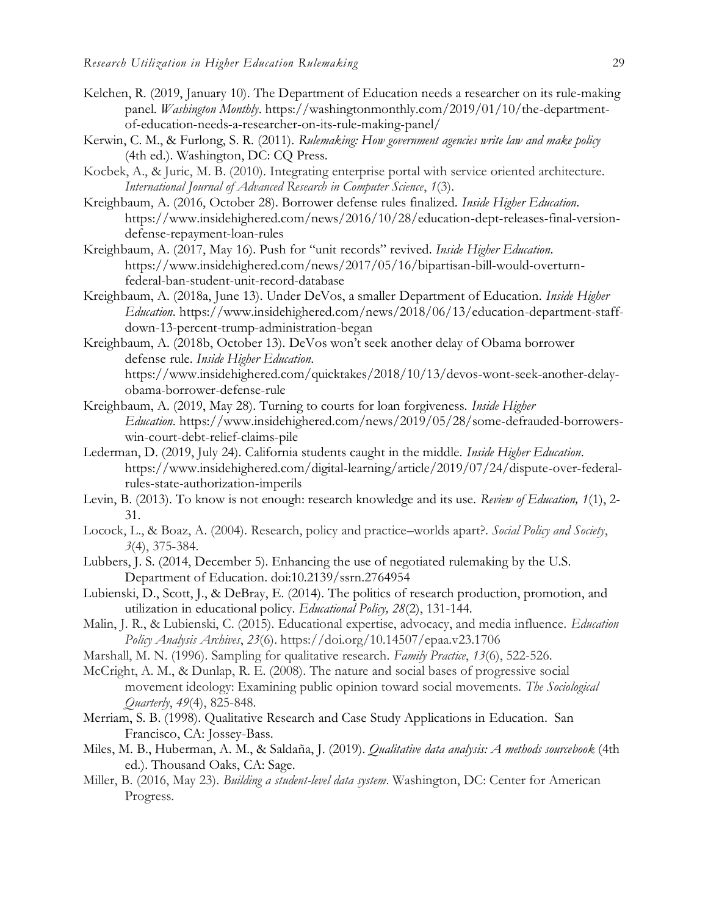Kelchen, R. (2019, January 10). The Department of Education needs a researcher on its rule-making panel. *Washington Monthly*. https://washingtonmonthly.com/2019/01/10/the-department-of-education-needs-a-researcher-on-its-rule-making-panel/

Kerwin, C. M., & Furlong, S. R. (2011). *Rulemaking: How government agencies write law and make policy* (4th ed.). Washington, DC: CQ Press.

Kocbek, A., & Juric, M. B. (2010). Integrating enterprise portal with service oriented architecture. *International Journal of Advanced Research in Computer Science*, *1*(3).

Kreighbaum, A. (2016, October 28). Borrower defense rules finalized. *Inside Higher Education*. https://www.insidehighered.com/news/2016/10/28/education-dept-releases-final-version-defense-repayment-loan-rules

Kreighbaum, A. (2017, May 16). Push for "unit records" revived. *Inside Higher Education*. https://www.insidehighered.com/news/2017/05/16/bipartisan-bill-would-overturn-federal-ban-student-unit-record-database

Kreighbaum, A. (2018a, June 13). Under DeVos, a smaller Department of Education. *Inside Higher Education*. https://www.insidehighered.com/news/2018/06/13/education-department-staff-down-13-percent-trump-administration-began

Kreighbaum, A. (2018b, October 13). DeVos won't seek another delay of Obama borrower defense rule. *Inside Higher Education*. https://www.insidehighered.com/quicktakes/2018/10/13/devos-wont-seek-another-delay-obama-borrower-defense-rule

Kreighbaum, A. (2019, May 28). Turning to courts for loan forgiveness. *Inside Higher Education*. https://www.insidehighered.com/news/2019/05/28/some-defrauded-borrowers-win-court-debt-relief-claims-pile

Lederman, D. (2019, July 24). California students caught in the middle. *Inside Higher Education*. https://www.insidehighered.com/digital-learning/article/2019/07/24/dispute-over-federal-rules-state-authorization-imperils

Levin, B. (2013). To know is not enough: research knowledge and its use. *Review of Education, 1*(1), 2-31.

Locock, L., & Boaz, A. (2004). Research, policy and practice–worlds apart?. *Social Policy and Society*, *3*(4), 375-384.

Lubbers, J. S. (2014, December 5). Enhancing the use of negotiated rulemaking by the U.S. Department of Education. doi:10.2139/ssrn.2764954

Lubienski, D., Scott, J., & DeBray, E. (2014). The politics of research production, promotion, and utilization in educational policy. *Educational Policy, 28*(2), 131-144.

Malin, J. R., & Lubienski, C. (2015). Educational expertise, advocacy, and media influence. *Education Policy Analysis Archives*, *23*(6). https://doi.org/10.14507/epaa.v23.1706

Marshall, M. N. (1996). Sampling for qualitative research. *Family Practice*, *13*(6), 522-526.

McCright, A. M., & Dunlap, R. E. (2008). The nature and social bases of progressive social movement ideology: Examining public opinion toward social movements. *The Sociological Quarterly*, *49*(4), 825-848.

Merriam, S. B. (1998). Qualitative Research and Case Study Applications in Education. San Francisco, CA: Jossey-Bass.

Miles, M. B., Huberman, A. M., & Saldaña, J. (2019). *Qualitative data analysis: A methods sourcebook* (4th ed.). Thousand Oaks, CA: Sage.

Miller, B. (2016, May 23). *Building a student-level data system*. Washington, DC: Center for American Progress.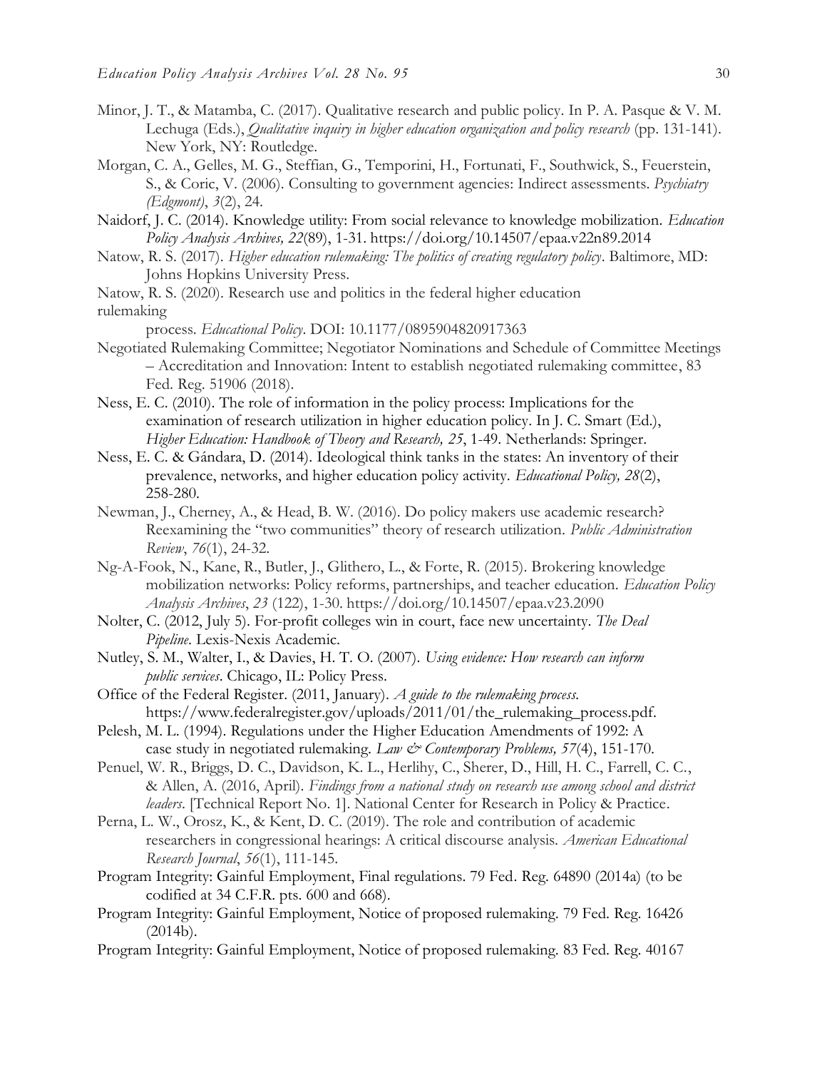Minor, J. T., & Matamba, C. (2017). Qualitative research and public policy. In P. A. Pasque & V. M. Lechuga (Eds.), *Qualitative inquiry in higher education organization and policy research* (pp. 131-141). New York, NY: Routledge.

Morgan, C. A., Gelles, M. G., Steffian, G., Temporini, H., Fortunati, F., Southwick, S., Feuerstein, S., & Coric, V. (2006). Consulting to government agencies: Indirect assessments. *Psychiatry (Edgmont)*, *3*(2), 24.

Naidorf, J. C. (2014). Knowledge utility: From social relevance to knowledge mobilization. *Education Policy Analysis Archives, 22*(89), 1-31. https://doi.org/10.14507/epaa.v22n89.2014

Natow, R. S. (2017). *Higher education rulemaking: The politics of creating regulatory policy*. Baltimore, MD: Johns Hopkins University Press.

Natow, R. S. (2020). Research use and politics in the federal higher education rulemaking process. *Educational Policy*. DOI: 10.1177/0895904820917363

Negotiated Rulemaking Committee; Negotiator Nominations and Schedule of Committee Meetings – Accreditation and Innovation: Intent to establish negotiated rulemaking committee, 83 Fed. Reg. 51906 (2018).

Ness, E. C. (2010). The role of information in the policy process: Implications for the examination of research utilization in higher education policy. In J. C. Smart (Ed.), *Higher Education: Handbook of Theory and Research, 25*, 1-49. Netherlands: Springer.

Ness, E. C. & Gándara, D. (2014). Ideological think tanks in the states: An inventory of their prevalence, networks, and higher education policy activity. *Educational Policy, 28*(2), 258-280.

Newman, J., Cherney, A., & Head, B. W. (2016). Do policy makers use academic research? Reexamining the "two communities" theory of research utilization. *Public Administration Review*, *76*(1), 24-32.

Ng-A-Fook, N., Kane, R., Butler, J., Glithero, L., & Forte, R. (2015). Brokering knowledge mobilization networks: Policy reforms, partnerships, and teacher education. *Education Policy Analysis Archives*, *23* (122), 1-30. https://doi.org/10.14507/epaa.v23.2090

Nolter, C. (2012, July 5). For-profit colleges win in court, face new uncertainty. *The Deal Pipeline*. Lexis-Nexis Academic.

Nutley, S. M., Walter, I., & Davies, H. T. O. (2007). *Using evidence: How research can inform public services*. Chicago, IL: Policy Press.

Office of the Federal Register. (2011, January). *A guide to the rulemaking process.* https://www.federalregister.gov/uploads/2011/01/the_rulemaking_process.pdf.

Pelesh, M. L. (1994). Regulations under the Higher Education Amendments of 1992: A case study in negotiated rulemaking. *Law & Contemporary Problems, 57*(4), 151-170.

Penuel, W. R., Briggs, D. C., Davidson, K. L., Herlihy, C., Sherer, D., Hill, H. C., Farrell, C. C., & Allen, A. (2016, April). *Findings from a national study on research use among school and district leaders*. [Technical Report No. 1]. National Center for Research in Policy & Practice.

Perna, L. W., Orosz, K., & Kent, D. C. (2019). The role and contribution of academic researchers in congressional hearings: A critical discourse analysis. *American Educational Research Journal*, *56*(1), 111-145.

Program Integrity: Gainful Employment, Final regulations. 79 Fed. Reg. 64890 (2014a) (to be codified at 34 C.F.R. pts. 600 and 668).

Program Integrity: Gainful Employment, Notice of proposed rulemaking. 79 Fed. Reg. 16426 (2014b).

Program Integrity: Gainful Employment, Notice of proposed rulemaking. 83 Fed. Reg. 40167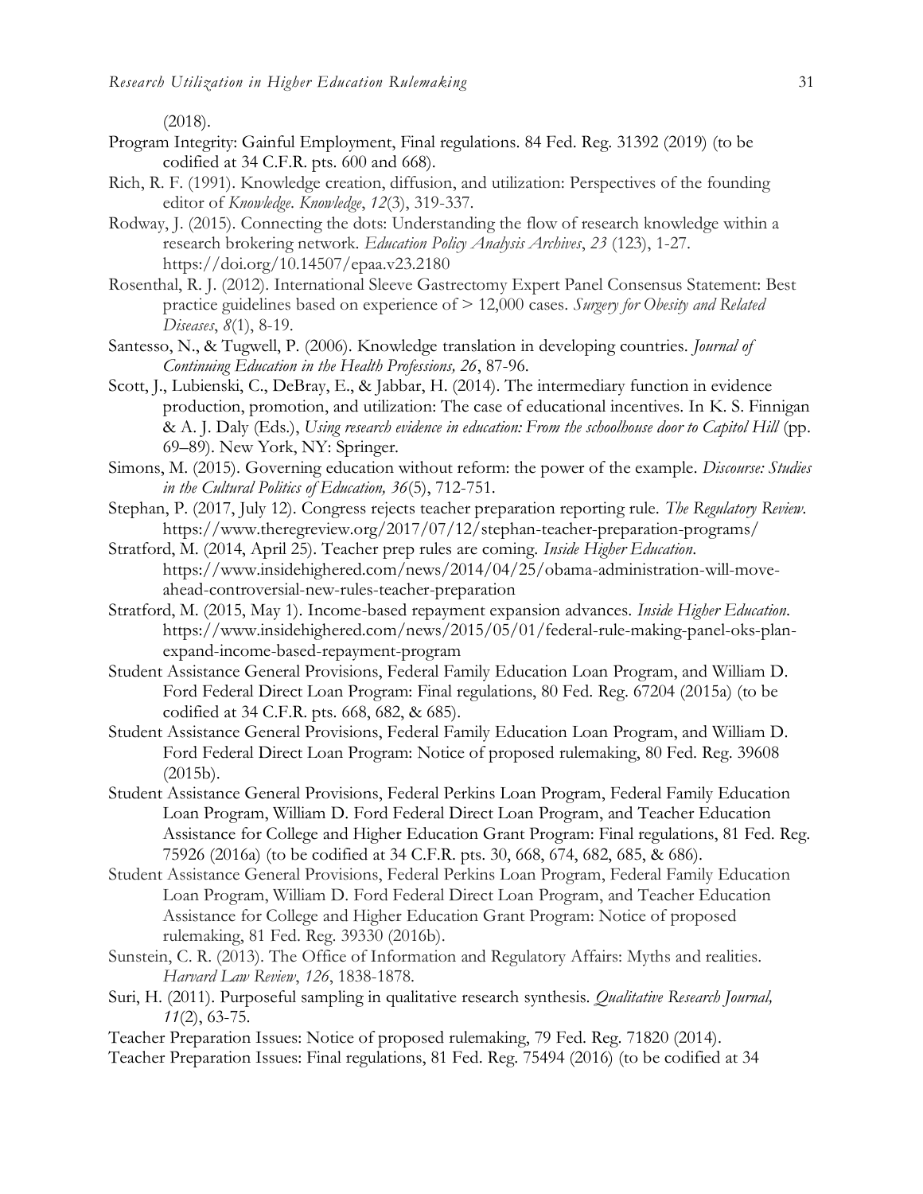(2018).

Program Integrity: Gainful Employment, Final regulations. 84 Fed. Reg. 31392 (2019) (to be codified at 34 C.F.R. pts. 600 and 668).

Rich, R. F. (1991). Knowledge creation, diffusion, and utilization: Perspectives of the founding editor of *Knowledge*. *Knowledge*, *12*(3), 319-337.

Rodway, J. (2015). Connecting the dots: Understanding the flow of research knowledge within a research brokering network. *Education Policy Analysis Archives*, *23* (123), 1-27. https://doi.org/10.14507/epaa.v23.2180

Rosenthal, R. J. (2012). International Sleeve Gastrectomy Expert Panel Consensus Statement: Best practice guidelines based on experience of > 12,000 cases. *Surgery for Obesity and Related Diseases*, *8*(1), 8-19.

Santesso, N., & Tugwell, P. (2006). Knowledge translation in developing countries. *Journal of Continuing Education in the Health Professions, 26*, 87-96.

Scott, J., Lubienski, C., DeBray, E., & Jabbar, H. (2014). The intermediary function in evidence production, promotion, and utilization: The case of educational incentives. In K. S. Finnigan & A. J. Daly (Eds.), *Using research evidence in education: From the schoolhouse door to Capitol Hill* (pp. 69–89). New York, NY: Springer.

Simons, M. (2015). Governing education without reform: the power of the example. *Discourse: Studies in the Cultural Politics of Education, 36*(5), 712-751.

Stephan, P. (2017, July 12). Congress rejects teacher preparation reporting rule. *The Regulatory Review*. https://www.theregreview.org/2017/07/12/stephan-teacher-preparation-programs/

Stratford, M. (2014, April 25). Teacher prep rules are coming. *Inside Higher Education*. https://www.insidehighered.com/news/2014/04/25/obama-administration-will-move-ahead-controversial-new-rules-teacher-preparation

Stratford, M. (2015, May 1). Income-based repayment expansion advances. *Inside Higher Education*. https://www.insidehighered.com/news/2015/05/01/federal-rule-making-panel-oks-plan-expand-income-based-repayment-program

Student Assistance General Provisions, Federal Family Education Loan Program, and William D. Ford Federal Direct Loan Program: Final regulations, 80 Fed. Reg. 67204 (2015a) (to be codified at 34 C.F.R. pts. 668, 682, & 685).

Student Assistance General Provisions, Federal Family Education Loan Program, and William D. Ford Federal Direct Loan Program: Notice of proposed rulemaking, 80 Fed. Reg. 39608 (2015b).

Student Assistance General Provisions, Federal Perkins Loan Program, Federal Family Education Loan Program, William D. Ford Federal Direct Loan Program, and Teacher Education Assistance for College and Higher Education Grant Program: Final regulations, 81 Fed. Reg. 75926 (2016a) (to be codified at 34 C.F.R. pts. 30, 668, 674, 682, 685, & 686).

Student Assistance General Provisions, Federal Perkins Loan Program, Federal Family Education Loan Program, William D. Ford Federal Direct Loan Program, and Teacher Education Assistance for College and Higher Education Grant Program: Notice of proposed rulemaking, 81 Fed. Reg. 39330 (2016b).

Sunstein, C. R. (2013). The Office of Information and Regulatory Affairs: Myths and realities. *Harvard Law Review*, *126*, 1838-1878.

Suri, H. (2011). Purposeful sampling in qualitative research synthesis. *Qualitative Research Journal, 11*(2), 63-75.

Teacher Preparation Issues: Notice of proposed rulemaking, 79 Fed. Reg. 71820 (2014).

Teacher Preparation Issues: Final regulations, 81 Fed. Reg. 75494 (2016) (to be codified at 34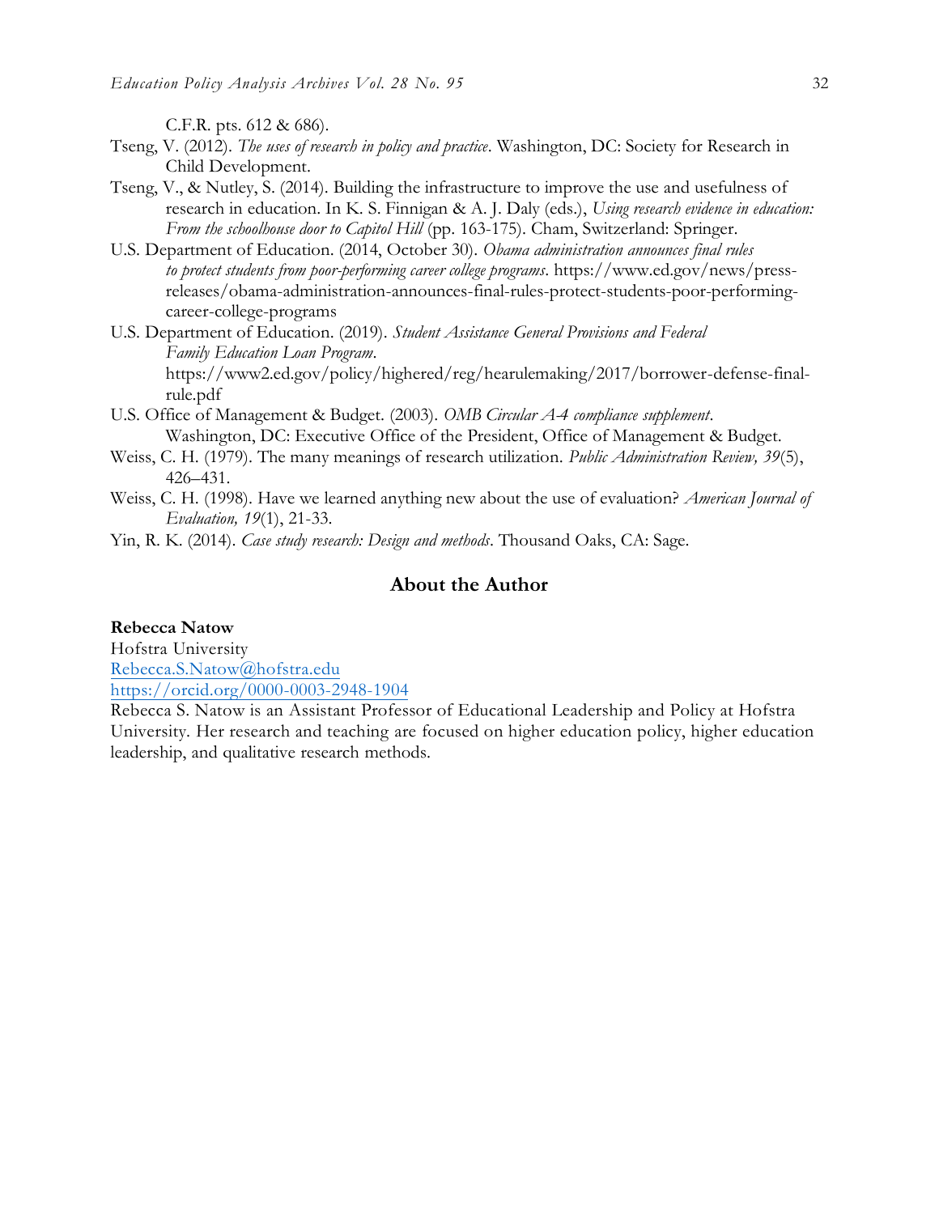C.F.R. pts. 612 & 686).

Tseng, V. (2012). *The uses of research in policy and practice*. Washington, DC: Society for Research in Child Development.

Tseng, V., & Nutley, S. (2014). Building the infrastructure to improve the use and usefulness of research in education. In K. S. Finnigan & A. J. Daly (eds.), *Using research evidence in education: From the schoolhouse door to Capitol Hill* (pp. 163-175). Cham, Switzerland: Springer.

U.S. Department of Education. (2014, October 30). *Obama administration announces final rules to protect students from poor-performing career college programs*. https://www.ed.gov/news/press-releases/obama-administration-announces-final-rules-protect-students-poor-performing-career-college-programs

U.S. Department of Education. (2019). *Student Assistance General Provisions and Federal Family Education Loan Program*. https://www2.ed.gov/policy/highered/reg/hearulemaking/2017/borrower-defense-final-rule.pdf

U.S. Office of Management & Budget. (2003). *OMB Circular A-4 compliance supplement*. Washington, DC: Executive Office of the President, Office of Management & Budget.

Weiss, C. H. (1979). The many meanings of research utilization. *Public Administration Review, 39*(5), 426–431.

Weiss, C. H. (1998). Have we learned anything new about the use of evaluation? *American Journal of Evaluation, 19*(1), 21-33.

Yin, R. K. (2014). *Case study research: Design and methods*. Thousand Oaks, CA: Sage.

## About the Author

**Rebecca Natow**
Hofstra University
Rebecca.S.Natow@hofstra.edu
https://orcid.org/0000-0003-2948-1904
Rebecca S. Natow is an Assistant Professor of Educational Leadership and Policy at Hofstra University. Her research and teaching are focused on higher education policy, higher education leadership, and qualitative research methods.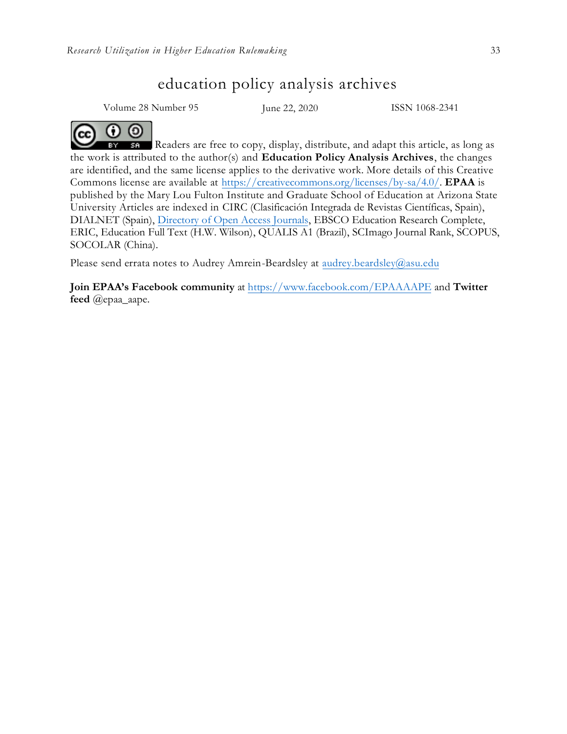# education policy analysis archives

Volume 28 Number 95 June 22, 2020 ISSN 1068-2341

Readers are free to copy, display, distribute, and adapt this article, as long as the work is attributed to the author(s) and **Education Policy Analysis Archives**, the changes are identified, and the same license applies to the derivative work. More details of this Creative Commons license are available at https://creativecommons.org/licenses/by-sa/4.0/. **EPAA** is published by the Mary Lou Fulton Institute and Graduate School of Education at Arizona State University Articles are indexed in CIRC (Clasificación Integrada de Revistas Científicas, Spain), DIALNET (Spain), Directory of Open Access Journals, EBSCO Education Research Complete, ERIC, Education Full Text (H.W. Wilson), QUALIS A1 (Brazil), SCImago Journal Rank, SCOPUS, SOCOLAR (China).

Please send errata notes to Audrey Amrein-Beardsley at audrey.beardsley@asu.edu

**Join EPAA's Facebook community** at https://www.facebook.com/EPAAAAPE and **Twitter feed** @epaa_aape.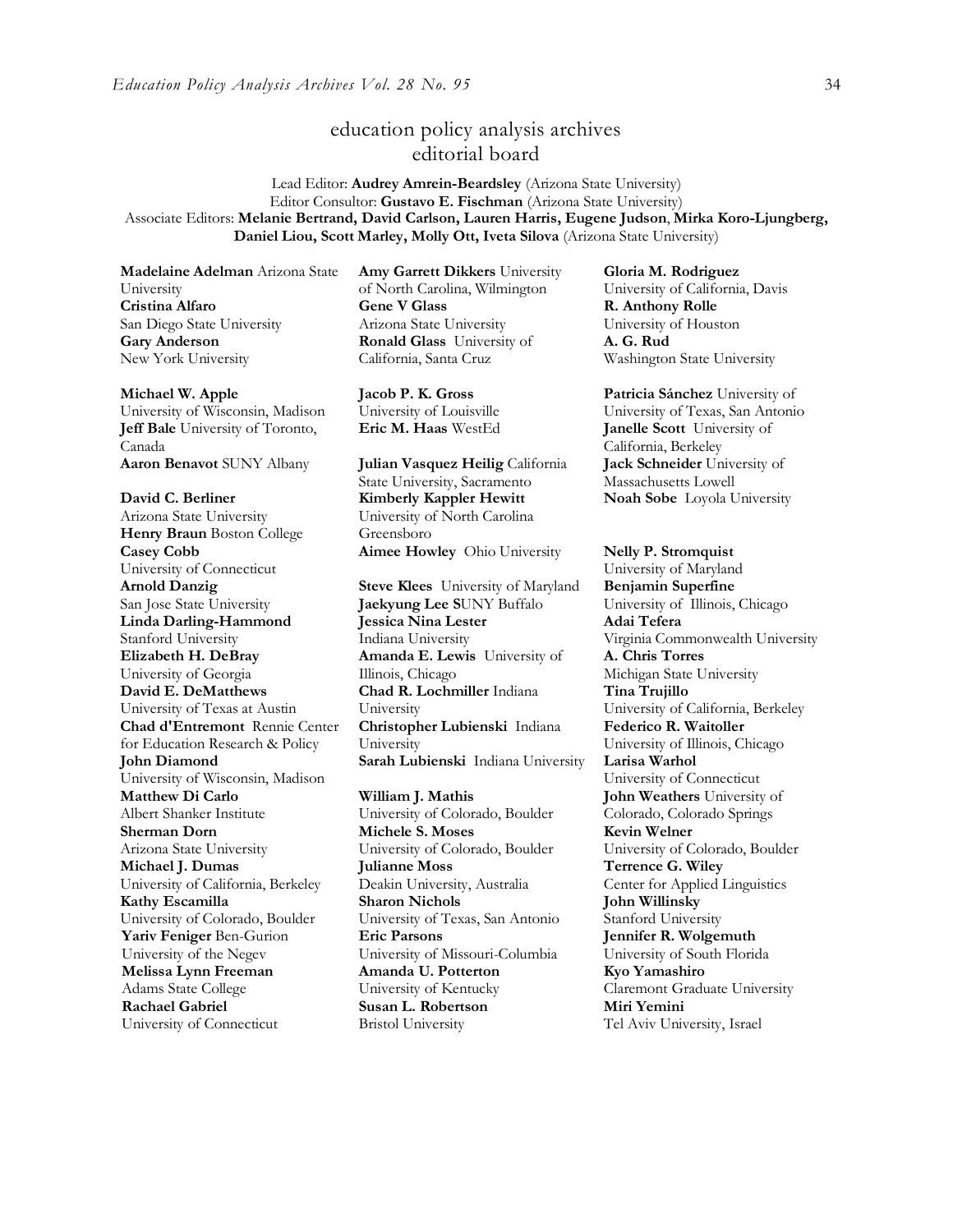# education policy analysis archives editorial board

Lead Editor: **Audrey Amrein-Beardsley** (Arizona State University)
Editor Consultor: **Gustavo E. Fischman** (Arizona State University)
Associate Editors: **Melanie Bertrand, David Carlson, Lauren Harris, Eugene Judson**, **Mirka Koro-Ljungberg, Daniel Liou, Scott Marley, Molly Ott, Iveta Silova** (Arizona State University)

**Madelaine Adelman** Arizona State University
**Cristina Alfaro** San Diego State University
**Gary Anderson** New York University

**Michael W. Apple** University of Wisconsin, Madison
**Jeff Bale** University of Toronto, Canada
**Aaron Benavot** SUNY Albany

**David C. Berliner** Arizona State University
**Henry Braun** Boston College
**Casey Cobb** University of Connecticut
**Arnold Danzig** San Jose State University
**Linda Darling-Hammond** Stanford University
**Elizabeth H. DeBray** University of Georgia
**David E. DeMatthews** University of Texas at Austin
**Chad d'Entremont** Rennie Center for Education Research & Policy
**John Diamond** University of Wisconsin, Madison
**Matthew Di Carlo** Albert Shanker Institute
**Sherman Dorn** Arizona State University
**Michael J. Dumas** University of California, Berkeley
**Kathy Escamilla** University of Colorado, Boulder
**Yariv Feniger** Ben-Gurion University of the Negev
**Melissa Lynn Freeman** Adams State College
**Rachael Gabriel** University of Connecticut

**Amy Garrett Dikkers** University of North Carolina, Wilmington
**Gene V Glass** Arizona State University
**Ronald Glass** University of California, Santa Cruz

**Jacob P. K. Gross** University of Louisville
**Eric M. Haas** WestEd

**Julian Vasquez Heilig** California State University, Sacramento
**Kimberly Kappler Hewitt** University of North Carolina Greensboro
**Aimee Howley** Ohio University

**Steve Klees** University of Maryland
**Jaekyung Lee** SUNY Buffalo
**Jessica Nina Lester** Indiana University
**Amanda E. Lewis** University of Illinois, Chicago
**Chad R. Lochmiller** Indiana University
**Christopher Lubienski** Indiana University
**Sarah Lubienski** Indiana University

**William J. Mathis** University of Colorado, Boulder
**Michele S. Moses** University of Colorado, Boulder
**Julianne Moss** Deakin University, Australia
**Sharon Nichols** University of Texas, San Antonio
**Eric Parsons** University of Missouri-Columbia
**Amanda U. Potterton** University of Kentucky
**Susan L. Robertson** Bristol University

**Gloria M. Rodriguez** University of California, Davis
**R. Anthony Rolle** University of Houston
**A. G. Rud** Washington State University

**Patricia Sánchez** University of University of Texas, San Antonio
**Janelle Scott** University of California, Berkeley
**Jack Schneider** University of Massachusetts Lowell
**Noah Sobe** Loyola University

**Nelly P. Stromquist** University of Maryland
**Benjamin Superfine** University of Illinois, Chicago
**Adai Tefera** Virginia Commonwealth University
**A. Chris Torres** Michigan State University
**Tina Trujillo** University of California, Berkeley
**Federico R. Waitoller** University of Illinois, Chicago
**Larisa Warhol** University of Connecticut
**John Weathers** University of Colorado, Colorado Springs
**Kevin Welner** University of Colorado, Boulder
**Terrence G. Wiley** Center for Applied Linguistics
**John Willinsky** Stanford University
**Jennifer R. Wolgemuth** University of South Florida
**Kyo Yamashiro** Claremont Graduate University
**Miri Yemini** Tel Aviv University, Israel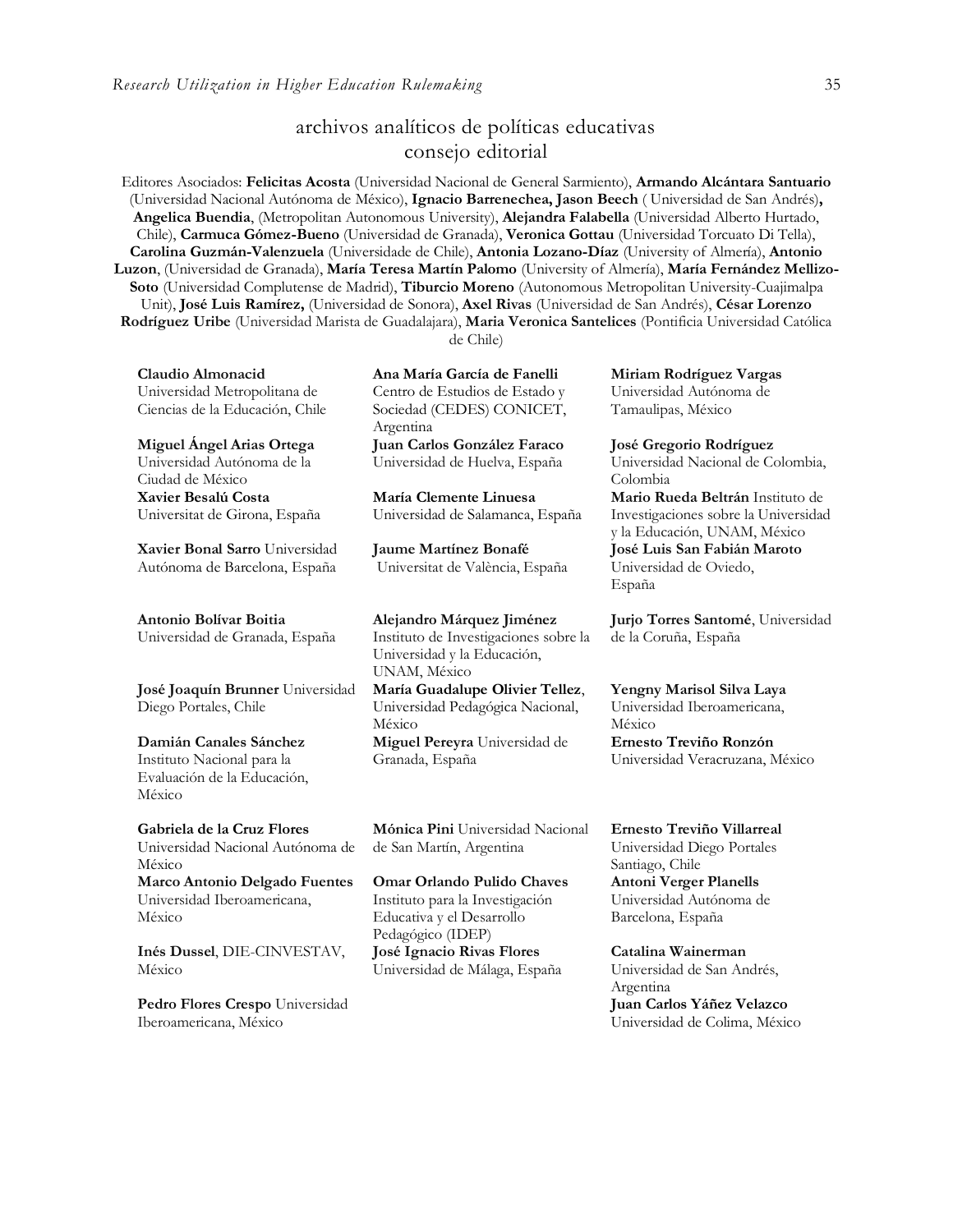## archivos analíticos de políticas educativas
## consejo editorial

Editores Asociados: **Felicitas Acosta** (Universidad Nacional de General Sarmiento), **Armando Alcántara Santuario** (Universidad Nacional Autónoma de México), **Ignacio Barrenechea, Jason Beech** ( Universidad de San Andrés)**, Angelica Buendia**, (Metropolitan Autonomous University), **Alejandra Falabella** (Universidad Alberto Hurtado, Chile), **Carmuca Gómez-Bueno** (Universidad de Granada), **Veronica Gottau** (Universidad Torcuato Di Tella), **Carolina Guzmán-Valenzuela** (Universidade de Chile), **Antonia Lozano-Díaz** (University of Almería), **Antonio Luzon**, (Universidad de Granada), **María Teresa Martín Palomo** (University of Almería), **María Fernández Mellizo-Soto** (Universidad Complutense de Madrid), **Tiburcio Moreno** (Autonomous Metropolitan University-Cuajimalpa Unit), **José Luis Ramírez,** (Universidad de Sonora), **Axel Rivas** (Universidad de San Andrés), **César Lorenzo Rodríguez Uribe** (Universidad Marista de Guadalajara), **Maria Veronica Santelices** (Pontificia Universidad Católica de Chile)

**Claudio Almonacid**
Universidad Metropolitana de Ciencias de la Educación, Chile

**Miguel Ángel Arias Ortega**
Universidad Autónoma de la Ciudad de México

**Xavier Besalú Costa**
Universitat de Girona, España

**Xavier Bonal Sarro** Universidad Autónoma de Barcelona, España

**Antonio Bolívar Boitia**
Universidad de Granada, España

**José Joaquín Brunner** Universidad Diego Portales, Chile

**Damián Canales Sánchez**
Instituto Nacional para la Evaluación de la Educación, México

**Gabriela de la Cruz Flores**
Universidad Nacional Autónoma de México

**Marco Antonio Delgado Fuentes**
Universidad Iberoamericana, México

**Inés Dussel**, DIE-CINVESTAV, México

**Pedro Flores Crespo** Universidad Iberoamericana, México

**Ana María García de Fanelli**
Centro de Estudios de Estado y Sociedad (CEDES) CONICET, Argentina

**Juan Carlos González Faraco**
Universidad de Huelva, España

**María Clemente Linuesa**
Universidad de Salamanca, España

**Jaume Martínez Bonafé**
Universitat de València, España

**Alejandro Márquez Jiménez**
Instituto de Investigaciones sobre la Universidad y la Educación, UNAM, México

**María Guadalupe Olivier Tellez**, Universidad Pedagógica Nacional, México

**Miguel Pereyra** Universidad de Granada, España

**Mónica Pini** Universidad Nacional de San Martín, Argentina

**Omar Orlando Pulido Chaves**
Instituto para la Investigación Educativa y el Desarrollo Pedagógico (IDEP)

**José Ignacio Rivas Flores**
Universidad de Málaga, España

**Miriam Rodríguez Vargas**
Universidad Autónoma de Tamaulipas, México

**José Gregorio Rodríguez**
Universidad Nacional de Colombia, Colombia

**Mario Rueda Beltrán** Instituto de Investigaciones sobre la Universidad y la Educación, UNAM, México

**José Luis San Fabián Maroto**
Universidad de Oviedo, España

**Jurjo Torres Santomé**, Universidad de la Coruña, España

**Yengny Marisol Silva Laya**
Universidad Iberoamericana, México

**Ernesto Treviño Ronzón**
Universidad Veracruzana, México

**Ernesto Treviño Villarreal**
Universidad Diego Portales Santiago, Chile

**Antoni Verger Planells**
Universidad Autónoma de Barcelona, España

**Catalina Wainerman**
Universidad de San Andrés, Argentina

**Juan Carlos Yáñez Velazco**
Universidad de Colima, México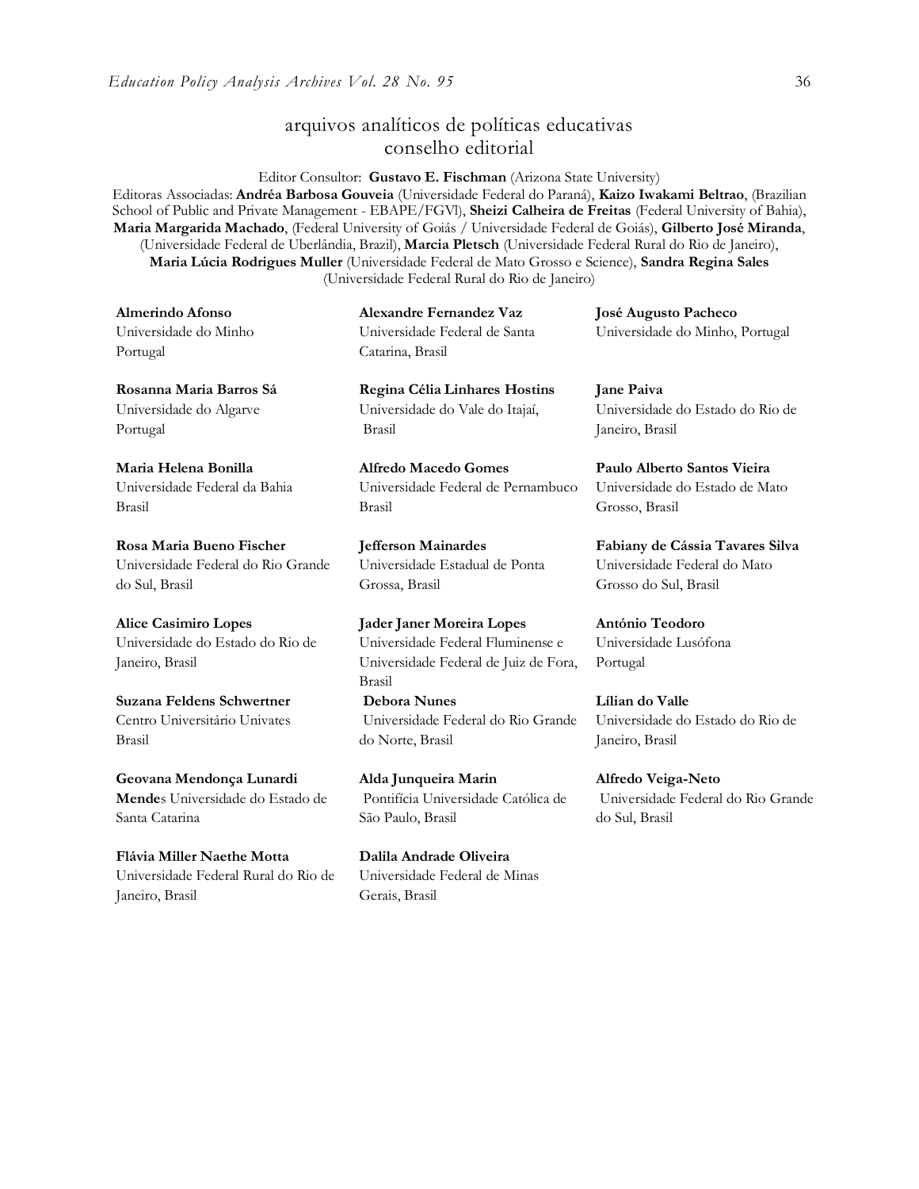# arquivos analíticos de políticas educativas
## conselho editorial

Editor Consultor: **Gustavo E. Fischman** (Arizona State University)

Editoras Associadas: **Andréa Barbosa Gouveia** (Universidade Federal do Paraná), **Kaizo Iwakami Beltrao**, (Brazilian School of Public and Private Management - EBAPE/FGVl), **Sheizi Calheira de Freitas** (Federal University of Bahia), **Maria Margarida Machado**, (Federal University of Goiás / Universidade Federal de Goiás), **Gilberto José Miranda**, (Universidade Federal de Uberlândia, Brazil), **Marcia Pletsch** (Universidade Federal Rural do Rio de Janeiro), **Maria Lúcia Rodrigues Muller** (Universidade Federal de Mato Grosso e Science), **Sandra Regina Sales** (Universidade Federal Rural do Rio de Janeiro)

**Almerindo Afonso**
Universidade do Minho
Portugal

**Rosanna Maria Barros Sá**
Universidade do Algarve
Portugal

**Maria Helena Bonilla**
Universidade Federal da Bahia
Brasil

**Rosa Maria Bueno Fischer**
Universidade Federal do Rio Grande do Sul, Brasil

**Alice Casimiro Lopes**
Universidade do Estado do Rio de Janeiro, Brasil

**Suzana Feldens Schwertner**
Centro Universitário Univates
Brasil

**Geovana Mendonça Lunardi Mende**s Universidade do Estado de Santa Catarina

**Flávia Miller Naethe Motta**
Universidade Federal Rural do Rio de Janeiro, Brasil

**Alexandre Fernandez Vaz**
Universidade Federal de Santa Catarina, Brasil

**Regina Célia Linhares Hostins**
Universidade do Vale do Itajaí, Brasil

**Alfredo Macedo Gomes**
Universidade Federal de Pernambuco
Brasil

**Jefferson Mainardes**
Universidade Estadual de Ponta Grossa, Brasil

**Jader Janer Moreira Lopes**
Universidade Federal Fluminense e Universidade Federal de Juiz de Fora, Brasil

**Debora Nunes**
Universidade Federal do Rio Grande do Norte, Brasil

**Alda Junqueira Marin**
Pontifícia Universidade Católica de São Paulo, Brasil

**Dalila Andrade Oliveira**
Universidade Federal de Minas Gerais, Brasil

**José Augusto Pacheco**
Universidade do Minho, Portugal

**Jane Paiva**
Universidade do Estado do Rio de Janeiro, Brasil

**Paulo Alberto Santos Vieira**
Universidade do Estado de Mato Grosso, Brasil

**Fabiany de Cássia Tavares Silva**
Universidade Federal do Mato Grosso do Sul, Brasil

**António Teodoro**
Universidade Lusófona
Portugal

**Lílian do Valle**
Universidade do Estado do Rio de Janeiro, Brasil

**Alfredo Veiga-Neto**
Universidade Federal do Rio Grande do Sul, Brasil